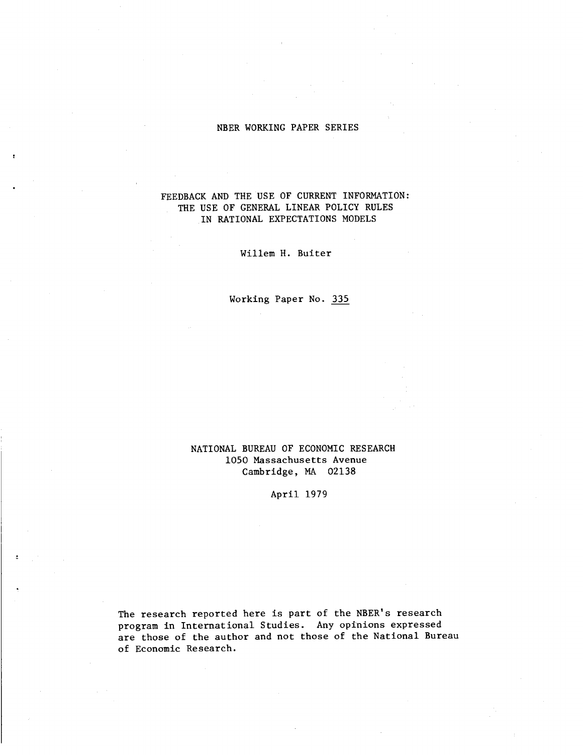NBER WORKING PAPER SERIES

# FEEDBACK AND THE USE OF CURRENT INFORMATION: THE USE OF GENERAL LINEAR POLICY RULES IN RATIONAL EXPECTATIONS MODELS

Willem H. Buiter

Working Paper No. 335

NATIONAL BUREAU OF ECONOMIC RESEARCH
1050 Massachusetts Avenue
Cambridge, MA 02138

April 1979

The research reported here is part of the NBER's research program in International Studies. Any opinions expressed are those of the author and not those of the National Bureau of Economic Research.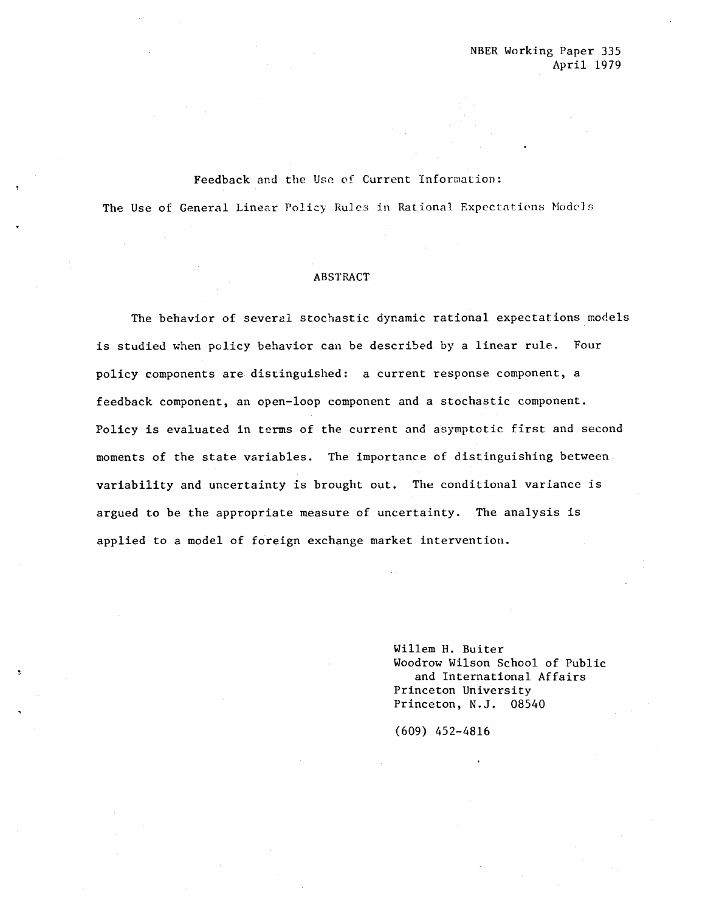NBER Working Paper 335
April 1979

# Feedback and the Use of Current Information:
## The Use of General Linear Policy Rules in Rational Expectations Models

### ABSTRACT

The behavior of several stochastic dynamic rational expectations models is studied when policy behavior can be described by a linear rule. Four policy components are distinguished: a current response component, a feedback component, an open-loop component and a stochastic component. Policy is evaluated in terms of the current and asymptotic first and second moments of the state variables. The importance of distinguishing between variability and uncertainty is brought out. The conditional variance is argued to be the appropriate measure of uncertainty. The analysis is applied to a model of foreign exchange market intervention.

Willem H. Buiter
Woodrow Wilson School of Public and International Affairs
Princeton University
Princeton, N.J. 08540

(609) 452-4816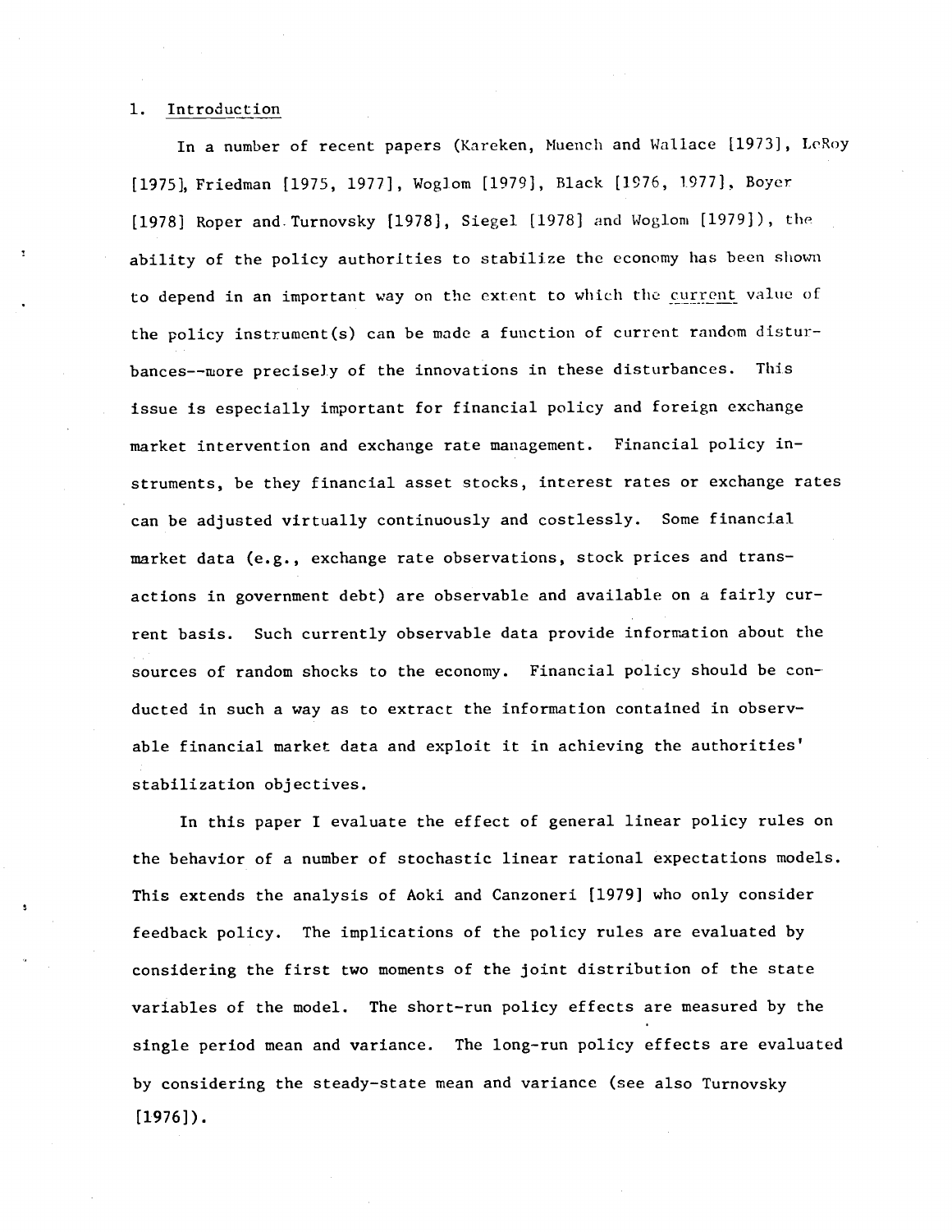## 1. Introduction

In a number of recent papers (Kareken, Muench and Wallace [1973], LeRoy [1975], Friedman [1975, 1977], Woglom [1979], Black [1976, 1977], Boyer [1978] Roper and Turnovsky [1978], Siegel [1978] and Woglom [1979]), the ability of the policy authorities to stabilize the economy has been shown to depend in an important way on the extent to which the current value of the policy instrument(s) can be made a function of current random disturbances--more precisely of the innovations in these disturbances. This issue is especially important for financial policy and foreign exchange market intervention and exchange rate management. Financial policy instruments, be they financial asset stocks, interest rates or exchange rates can be adjusted virtually continuously and costlessly. Some financial market data (e.g., exchange rate observations, stock prices and transactions in government debt) are observable and available on a fairly current basis. Such currently observable data provide information about the sources of random shocks to the economy. Financial policy should be conducted in such a way as to extract the information contained in observable financial market data and exploit it in achieving the authorities' stabilization objectives.

In this paper I evaluate the effect of general linear policy rules on the behavior of a number of stochastic linear rational expectations models. This extends the analysis of Aoki and Canzoneri [1979] who only consider feedback policy. The implications of the policy rules are evaluated by considering the first two moments of the joint distribution of the state variables of the model. The short-run policy effects are measured by the single period mean and variance. The long-run policy effects are evaluated by considering the steady-state mean and variance (see also Turnovsky [1976]).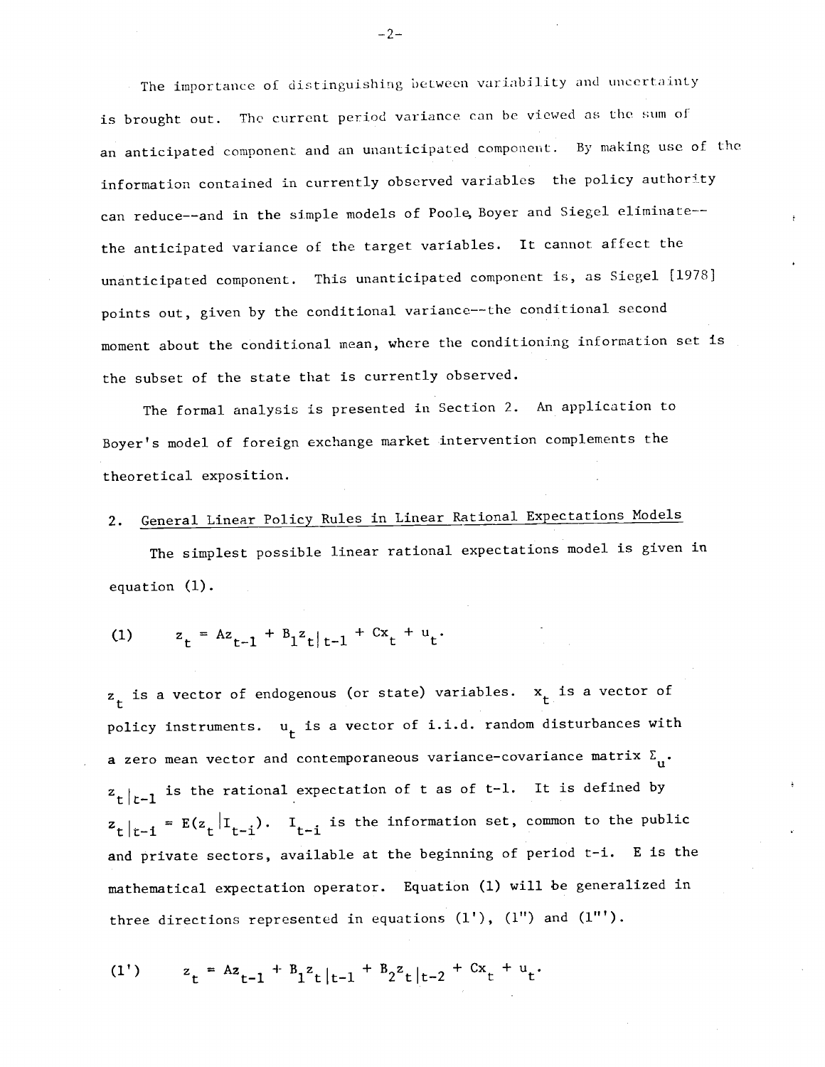The importance of distinguishing between variability and uncertainty is brought out. The current period variance can be viewed as the sum of an anticipated component and an unanticipated component. By making use of the information contained in currently observed variables the policy authority can reduce--and in the simple models of Poole, Boyer and Siegel eliminate-- the anticipated variance of the target variables. It cannot affect the unanticipated component. This unanticipated component is, as Siegel [1978] points out, given by the conditional variance--the conditional second moment about the conditional mean, where the conditioning information set is the subset of the state that is currently observed.

The formal analysis is presented in Section 2. An application to Boyer's model of foreign exchange market intervention complements the theoretical exposition.

## 2. General Linear Policy Rules in Linear Rational Expectations Models

The simplest possible linear rational expectations model is given in equation (1).

$$(1) \qquad z_t = Az_{t-1} + B_1 z_{t|t-1} + Cx_t + u_t.$$

$z_t$ is a vector of endogenous (or state) variables. $x_t$ is a vector of policy instruments. $u_t$ is a vector of i.i.d. random disturbances with a zero mean vector and contemporaneous variance-covariance matrix $\Sigma_u$. $z_{t|t-1}$ is the rational expectation of t as of t-1. It is defined by $z_{t|t-i} = E(z_t | I_{t-i})$. $I_{t-i}$ is the information set, common to the public and private sectors, available at the beginning of period t-i. E is the mathematical expectation operator. Equation (1) will be generalized in three directions represented in equations (1'), (1") and (1"').

$$(1') \qquad z_t = Az_{t-1} + B_1 z_{t|t-1} + B_2 z_{t|t-2} + Cx_t + u_t.$$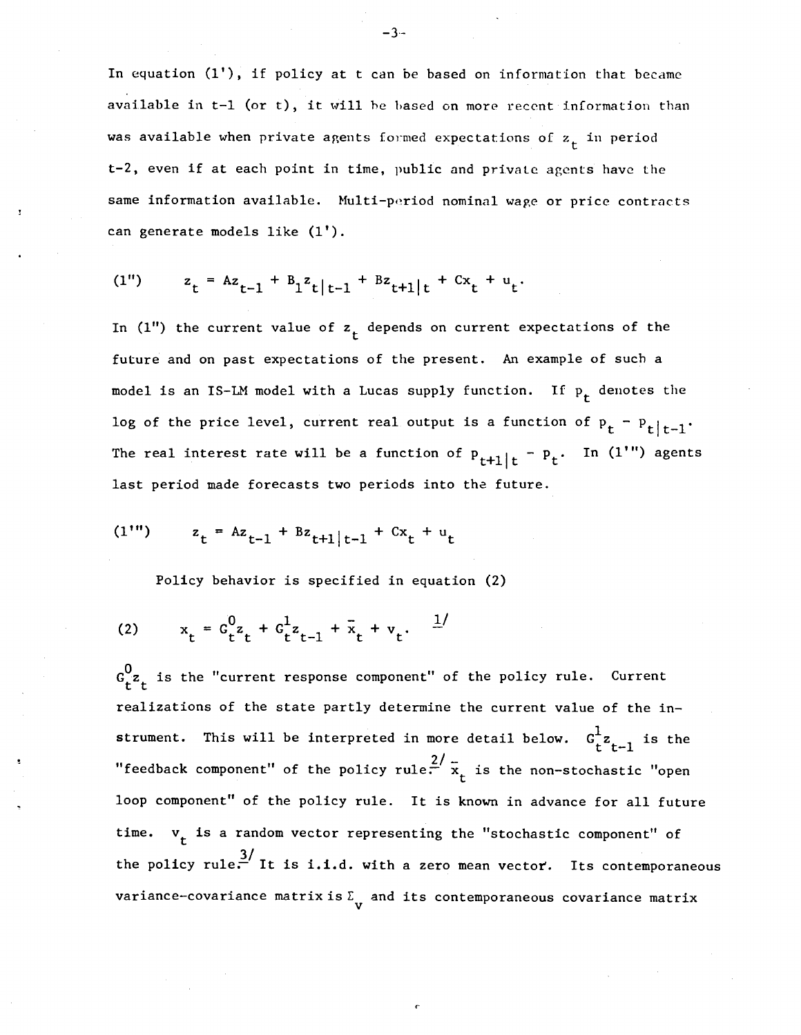In equation (1'), if policy at t can be based on information that became available in t-1 (or t), it will be based on more recent information than was available when private agents formed expectations of $z_t$ in period t-2, even if at each point in time, public and private agents have the same information available. Multi-period nominal wage or price contracts can generate models like (1').

$$(1'') \qquad z_t = Az_{t-1} + B_1 z_{t|t-1} + Bz_{t+1|t} + Cx_t + u_t.$$

In (1") the current value of $z_t$ depends on current expectations of the future and on past expectations of the present. An example of such a model is an IS-LM model with a Lucas supply function. If $p_t$ denotes the log of the price level, current real output is a function of $p_t - p_{t|t-1}$. The real interest rate will be a function of $p_{t+1|t} - p_t$. In (1'") agents last period made forecasts two periods into the future.

$$(1''') \qquad z_t = Az_{t-1} + Bz_{t+1|t-1} + Cx_t + u_t$$

Policy behavior is specified in equation (2)

$$(2) \qquad x_t = G_t^0 z_t + G_t^1 z_{t-1} + \bar{x}_t + v_t. \quad \text{[1/]}$$

$G_t^0 z_t$ is the "current response component" of the policy rule. Current realizations of the state partly determine the current value of the instrument. This will be interpreted in more detail below. $G_t^1 z_{t-1}$ is the "feedback component" of the policy rule.[2/] $\bar{x}_t$ is the non-stochastic "open loop component" of the policy rule. It is known in advance for all future time. $v_t$ is a random vector representing the "stochastic component" of the policy rule.[3/] It is i.i.d. with a zero mean vector. Its contemporaneous variance-covariance matrix is $\Sigma_v$ and its contemporaneous covariance matrix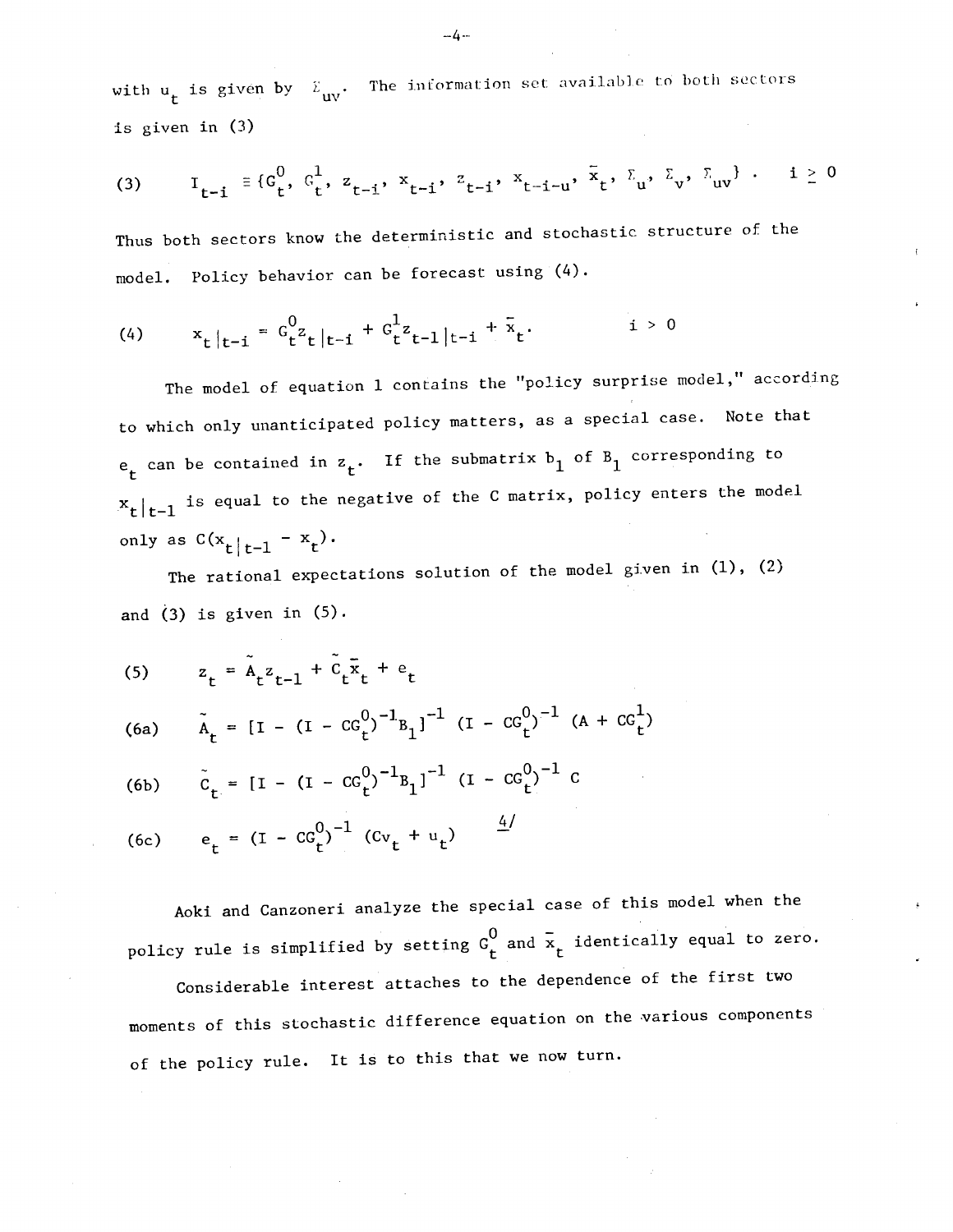with $u_t$ is given by $\Sigma_{uv}$. The information set available to both sectors is given in (3)

$$(3) \qquad I_{t-i} \equiv \{G_t^0, G_t^1, z_{t-i}, x_{t-i}, z_{t-i}, x_{t-i-u}, \bar{x}_t, \Sigma_u, \Sigma_v, \Sigma_{uv}\} . \qquad i \geq 0$$

Thus both sectors know the deterministic and stochastic structure of the model. Policy behavior can be forecast using (4).

$$(4) \qquad x_{t|t-i} = G_t^0 z_{t|t-i} + G_t^1 z_{t-1|t-i} + \bar{x}_t . \qquad i > 0$$

The model of equation 1 contains the "policy surprise model," according to which only unanticipated policy matters, as a special case. Note that $e_t$ can be contained in $z_t$. If the submatrix $b_1$ of $B_1$ corresponding to $x_{t|t-1}$ is equal to the negative of the C matrix, policy enters the model only as $C(x_{t|t-1} - x_t)$.

The rational expectations solution of the model given in (1), (2) and (3) is given in (5).

$$(5) \qquad z_t = \tilde{A}_t z_{t-1} + \tilde{C}_t \bar{x}_t + e_t$$

$$(6a) \qquad \tilde{A}_t = [I - (I - CG_t^0)^{-1} B_1]^{-1} (I - CG_t^0)^{-1} (A + CG_t^1)$$

$$(6b) \qquad \tilde{C}_t = [I - (I - CG_t^0)^{-1} B_1]^{-1} (I - CG_t^0)^{-1} C$$

$$(6c) \qquad e_t = (I - CG_t^0)^{-1} (Cv_t + u_t) \qquad \underline{4/}$$

Aoki and Canzoneri analyze the special case of this model when the policy rule is simplified by setting $G_t^0$ and $\bar{x}_t$ identically equal to zero.

Considerable interest attaches to the dependence of the first two moments of this stochastic difference equation on the various components of the policy rule. It is to this that we now turn.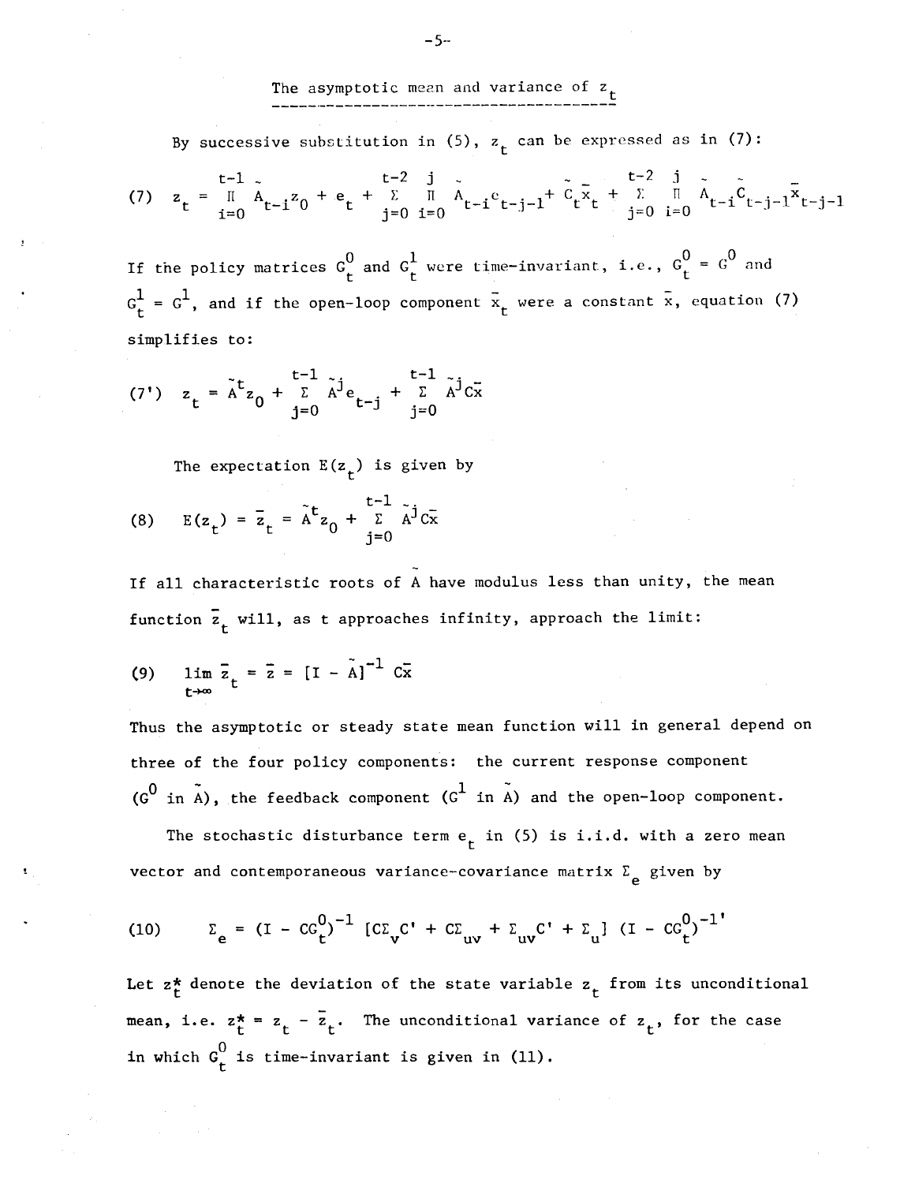## The asymptotic mean and variance of $z_t$

By successive substitution in (5), $z_t$ can be expressed as in (7):

$$(7) \quad z_t = \prod_{i=0}^{t-1} \tilde{A}_{t-i} z_0 + e_t + \sum_{j=0}^{t-2} \prod_{i=0}^{j} \tilde{A}_{t-i} e_{t-j-1} + \tilde{C}_t \bar{x}_t + \sum_{j=0}^{t-2} \prod_{i=0}^{j} \tilde{A}_{t-i} \tilde{C}_{t-j-1} \bar{x}_{t-j-1}$$

If the policy matrices $G_t^0$ and $G_t^1$ were time-invariant, i.e., $G_t^0 = G^0$ and $G_t^1 = G^1$, and if the open-loop component $\bar{x}_t$ were a constant $\bar{x}$, equation (7) simplifies to:

$$(7') \quad z_t = \tilde{A}^t z_0 + \sum_{j=0}^{t-1} \tilde{A}^j e_{t-j} + \sum_{j=0}^{t-1} \tilde{A}^j \tilde{C}\bar{x}$$

The expectation $E(z_t)$ is given by

$$(8) \quad E(z_t) = \bar{z}_t = \tilde{A}^t z_0 + \sum_{j=0}^{t-1} \tilde{A}^j \tilde{C}\bar{x}$$

If all characteristic roots of $\tilde{A}$ have modulus less than unity, the mean function $\bar{z}_t$ will, as t approaches infinity, approach the limit:

$$(9) \quad \lim_{t\to\infty} \bar{z}_t = \bar{z} = [I - \tilde{A}]^{-1} \tilde{C}\bar{x}$$

Thus the asymptotic or steady state mean function will in general depend on three of the four policy components: the current response component ($G^0$ in $\tilde{A}$), the feedback component ($G^1$ in $\tilde{A}$) and the open-loop component.

The stochastic disturbance term $e_t$ in (5) is i.i.d. with a zero mean vector and contemporaneous variance-covariance matrix $\Sigma_e$ given by

$$(10) \quad \Sigma_e = (I - CG_t^0)^{-1} [C\Sigma_v C' + C\Sigma_{uv} + \Sigma_{uv}C' + \Sigma_u] (I - CG_t^0)^{-1'}$$

Let $z_t^*$ denote the deviation of the state variable $z_t$ from its unconditional mean, i.e. $z_t^* = z_t - \bar{z}_t$. The unconditional variance of $z_t$, for the case in which $G_t^0$ is time-invariant is given in (11).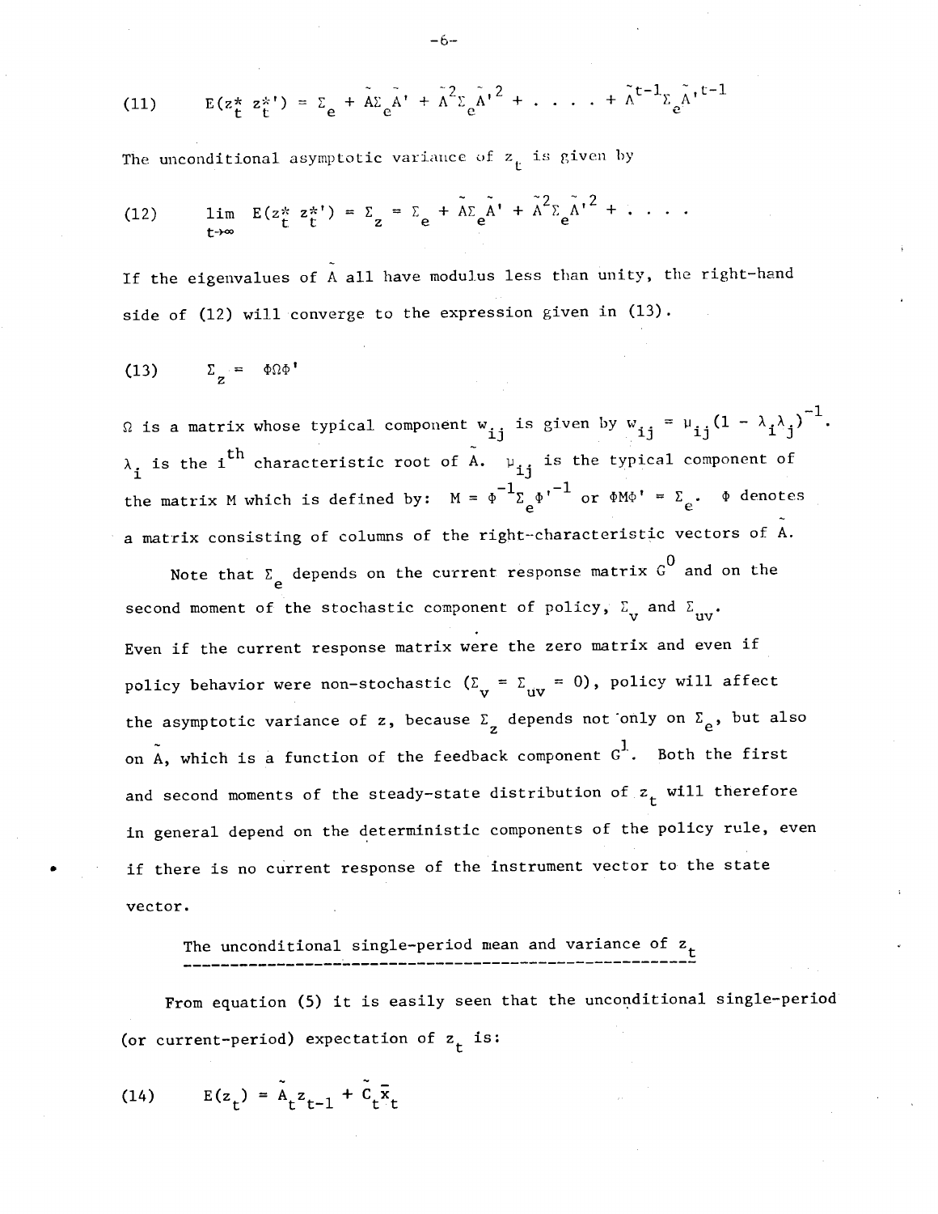$$(11) \qquad E(z_t^* z_t^{*\prime}) = \Sigma_e + \tilde{A}\Sigma_e\tilde{A}' + \tilde{A}^2\Sigma_e\tilde{A}'^2 + \ldots + \tilde{A}^{t-1}\Sigma_e\tilde{A}'^{t-1}$$

The unconditional asymptotic variance of $z_t$ is given by

$$(12) \qquad \lim_{t\to\infty} E(z_t^* z_t^{*\prime}) = \Sigma_z = \Sigma_e + \tilde{A}\Sigma_e\tilde{A}' + \tilde{A}^2\Sigma_e\tilde{A}'^2 + \ldots$$

If the eigenvalues of $\tilde{A}$ all have modulus less than unity, the right-hand side of (12) will converge to the expression given in (13).

$$(13) \qquad \Sigma_z = \Phi\Omega\Phi'$$

$\Omega$ is a matrix whose typical component $w_{ij}$ is given by $w_{ij} = \mu_{ij}(1 - \lambda_i\lambda_j)^{-1}$. $\lambda_i$ is the $i^{th}$ characteristic root of $\tilde{A}$. $\mu_{ij}$ is the typical component of the matrix M which is defined by: $M = \Phi^{-1}\Sigma_e\Phi'^{-1}$ or $\Phi M\Phi' = \Sigma_e$. $\Phi$ denotes a matrix consisting of columns of the right-characteristic vectors of $\tilde{A}$.

Note that $\Sigma_e$ depends on the current response matrix $G^0$ and on the second moment of the stochastic component of policy, $\Sigma_v$ and $\Sigma_{uv}$. Even if the current response matrix were the zero matrix and even if policy behavior were non-stochastic ($\Sigma_v = \Sigma_{uv} = 0$), policy will affect the asymptotic variance of z, because $\Sigma_z$ depends not only on $\Sigma_e$, but also on $\tilde{A}$, which is a function of the feedback component $G^1$. Both the first and second moments of the steady-state distribution of $z_t$ will therefore in general depend on the deterministic components of the policy rule, even if there is no current response of the instrument vector to the state vector.

## The unconditional single-period mean and variance of $z_t$

From equation (5) it is easily seen that the unconditional single-period (or current-period) expectation of $z_t$ is:

$$(14) \qquad E(z_t) = \tilde{A}_t z_{t-1} + \tilde{C}_t\bar{x}_t$$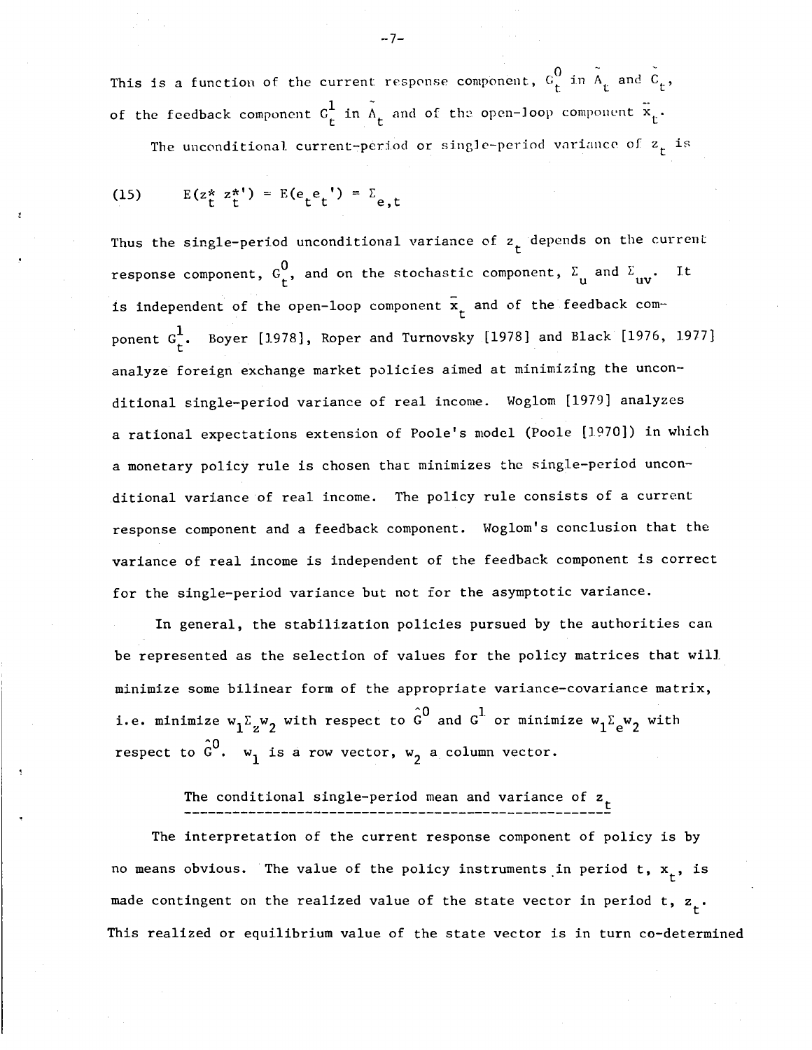This is a function of the current response component, $G_t^0$ in $\tilde{A}_t$ and $\tilde{C}_t$, of the feedback component $G_t^1$ in $\tilde{A}_t$ and of the open-loop component $\ddot{x}_t$.

The unconditional current-period or single-period variance of $z_t$ is

$$
(15) \qquad E(z_t^* \, z_t^{*\prime}) = E(e_t e_t{}') = \Sigma_{e,t}
$$

Thus the single-period unconditional variance of $z_t$ depends on the current response component, $G_t^0$, and on the stochastic component, $\Sigma_u$ and $\Sigma_{uv}$. It is independent of the open-loop component $\bar{x}_t$ and of the feedback component $G_t^1$. Boyer [1978], Roper and Turnovsky [1978] and Black [1976, 1977] analyze foreign exchange market policies aimed at minimizing the unconditional single-period variance of real income. Woglom [1979] analyzes a rational expectations extension of Poole's model (Poole [1970]) in which a monetary policy rule is chosen that minimizes the single-period unconditional variance of real income. The policy rule consists of a current response component and a feedback component. Woglom's conclusion that the variance of real income is independent of the feedback component is correct for the single-period variance but not for the asymptotic variance.

In general, the stabilization policies pursued by the authorities can be represented as the selection of values for the policy matrices that will minimize some bilinear form of the appropriate variance-covariance matrix, i.e. minimize $w_1 \Sigma_z w_2$ with respect to $\hat{G}^0$ and $G^1$ or minimize $w_1 \Sigma_e w_2$ with respect to $\hat{G}^0$. $w_1$ is a row vector, $w_2$ a column vector.

## The conditional single-period mean and variance of $z_t$

The interpretation of the current response component of policy is by no means obvious. The value of the policy instruments in period t, $x_t$, is made contingent on the realized value of the state vector in period t, $z_t$. This realized or equilibrium value of the state vector is in turn co-determined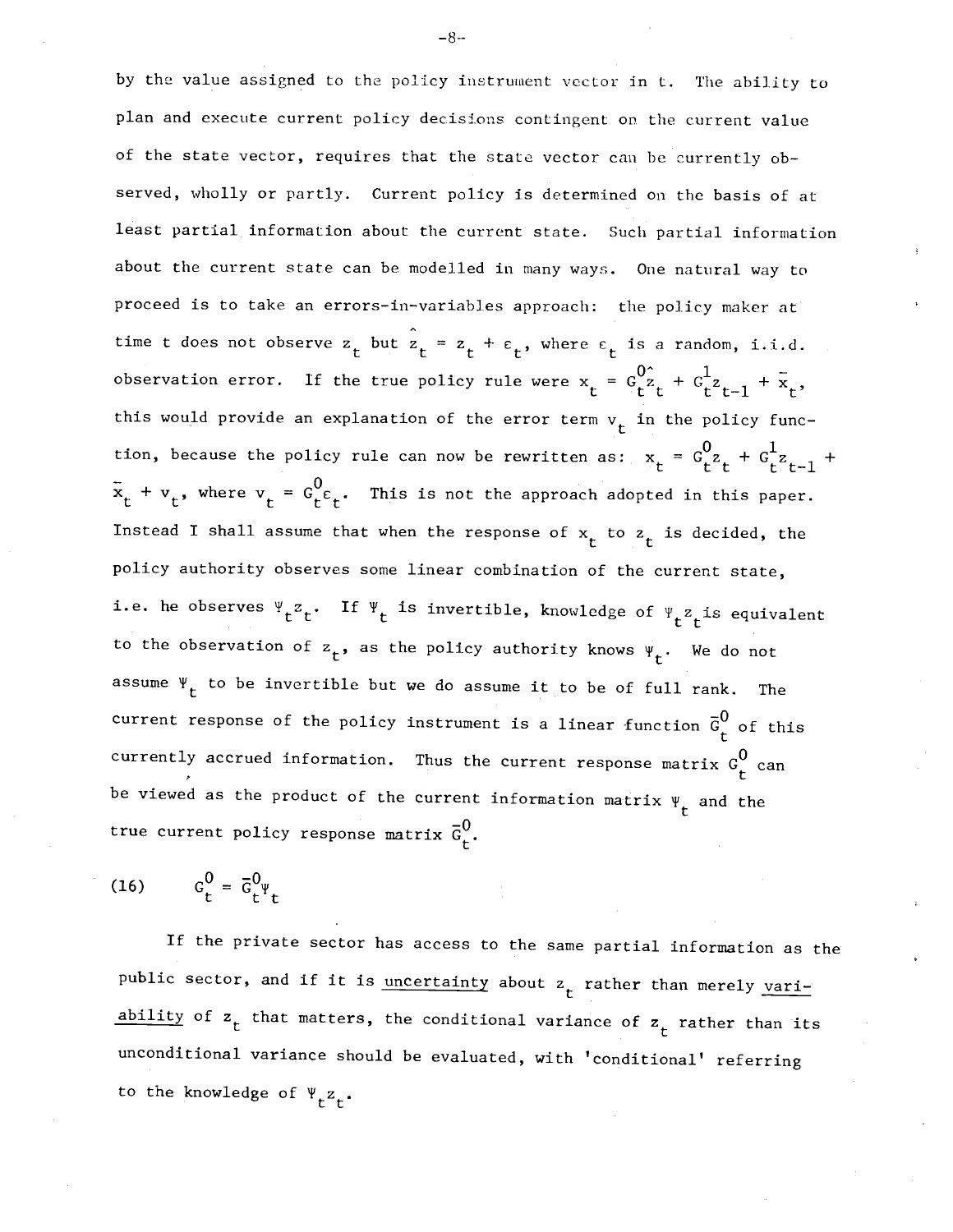by the value assigned to the policy instrument vector in t. The ability to plan and execute current policy decisions contingent on the current value of the state vector, requires that the state vector can be currently observed, wholly or partly. Current policy is determined on the basis of at least partial information about the current state. Such partial information about the current state can be modelled in many ways. One natural way to proceed is to take an errors-in-variables approach: the policy maker at time t does not observe $z_t$ but $\hat{z}_t = z_t + \varepsilon_t$, where $\varepsilon_t$ is a random, i.i.d. observation error. If the true policy rule were $x_t = G_t^0 \hat{z}_t + G_t^1 z_{t-1} + \bar{x}_t$, this would provide an explanation of the error term $v_t$ in the policy function, because the policy rule can now be rewritten as: $x_t = G_t^0 z_t + G_t^1 z_{t-1} + \bar{x}_t + v_t$, where $v_t = G_t^0 \varepsilon_t$. This is not the approach adopted in this paper. Instead I shall assume that when the response of $x_t$ to $z_t$ is decided, the policy authority observes some linear combination of the current state, i.e. he observes $\Psi_t z_t$. If $\Psi_t$ is invertible, knowledge of $\Psi_t z_t$ is equivalent to the observation of $z_t$, as the policy authority knows $\Psi_t$. We do not assume $\Psi_t$ to be invertible but we do assume it to be of full rank. The current response of the policy instrument is a linear function $\bar{G}_t^0$ of this currently accrued information. Thus the current response matrix $G_t^0$ can be viewed as the product of the current information matrix $\Psi_t$ and the true current policy response matrix $\bar{G}_t^0$.

$$G_t^0 = \bar{G}_t^0 \Psi_t \tag{16}$$

If the private sector has access to the same partial information as the public sector, and if it is uncertainty about $z_t$ rather than merely variability of $z_t$ that matters, the conditional variance of $z_t$ rather than its unconditional variance should be evaluated, with 'conditional' referring to the knowledge of $\Psi_t z_t$.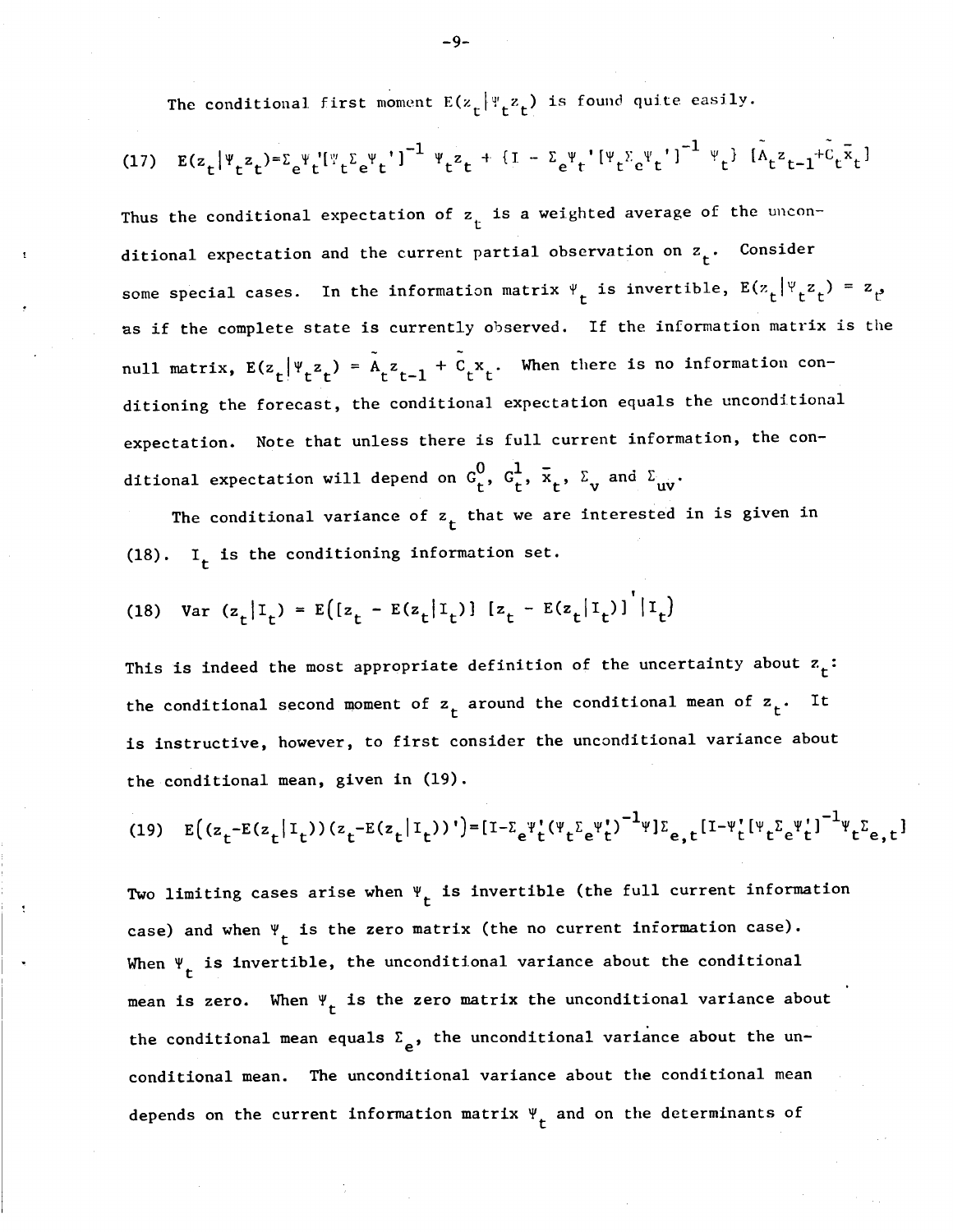The conditional first moment $E(z_t|\Psi_t z_t)$ is found quite easily.

$$(17)\quad E(z_t|\Psi_t z_t)=\Sigma_e\Psi_t'[\Psi_t\Sigma_e\Psi_t']^{-1}\Psi_t z_t + \{I - \Sigma_e\Psi_t'[\Psi_t\Sigma_e\Psi_t']^{-1}\Psi_t\}[\tilde{A}_t z_{t-1}+\tilde{C}_t\bar{x}_t]$$

Thus the conditional expectation of $z_t$ is a weighted average of the unconditional expectation and the current partial observation on $z_t$. Consider some special cases. In the information matrix $\Psi_t$ is invertible, $E(z_t|\Psi_t z_t) = z_t$, as if the complete state is currently observed. If the information matrix is the null matrix, $E(z_t|\Psi_t z_t) = \tilde{A}_t z_{t-1} + \tilde{C}_t x_t$. When there is no information conditioning the forecast, the conditional expectation equals the unconditional expectation. Note that unless there is full current information, the conditional expectation will depend on $G_t^0$, $G_t^1$, $\bar{x}_t$, $\Sigma_v$ and $\Sigma_{uv}$.

The conditional variance of $z_t$ that we are interested in is given in (18). $I_t$ is the conditioning information set.

$$(18)\quad \text{Var}(z_t|I_t) = E\left([z_t - E(z_t|I_t)][z_t - E(z_t|I_t)]'|I_t\right)$$

This is indeed the most appropriate definition of the uncertainty about $z_t$: the conditional second moment of $z_t$ around the conditional mean of $z_t$. It is instructive, however, to first consider the unconditional variance about the conditional mean, given in (19).

$$(19)\quad E\left((z_t-E(z_t|I_t))(z_t-E(z_t|I_t))'\right)=[I-\Sigma_e\Psi_t'(\Psi_t\Sigma_e\Psi_t')^{-1}\Psi]\Sigma_{e,t}[I-\Psi_t'[\Psi_t\Sigma_e\Psi_t']^{-1}\Psi_t\Sigma_{e,t}]$$

Two limiting cases arise when $\Psi_t$ is invertible (the full current information case) and when $\Psi_t$ is the zero matrix (the no current information case). When $\Psi_t$ is invertible, the unconditional variance about the conditional mean is zero. When $\Psi_t$ is the zero matrix the unconditional variance about the conditional mean equals $\Sigma_e$, the unconditional variance about the unconditional mean. The unconditional variance about the conditional mean depends on the current information matrix $\Psi_t$ and on the determinants of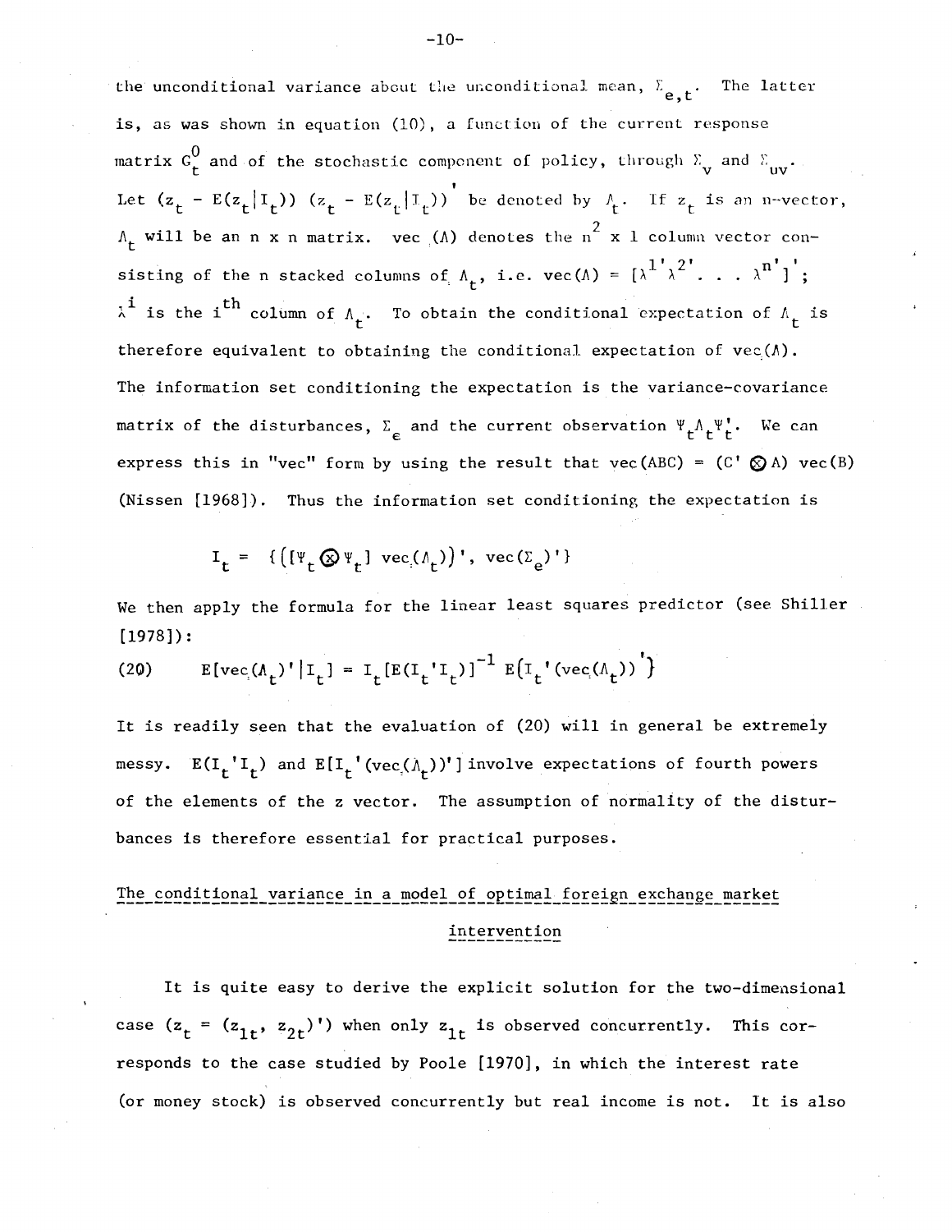the unconditional variance about the unconditional mean, $\Sigma_{e,t}$. The latter is, as was shown in equation (10), a function of the current response matrix $G_t^0$ and of the stochastic component of policy, through $\Sigma_v$ and $\Sigma_{uv}$. Let $(z_t - E(z_t|I_t))(z_t - E(z_t|I_t))'$ be denoted by $\Lambda_t$. If $z_t$ is an n-vector, $\Lambda_t$ will be an n x n matrix. vec $(\Lambda)$ denotes the $n^2$ x 1 column vector consisting of the n stacked columns of $\Lambda_t$, i.e. $\text{vec}(\Lambda) = [\lambda^{1'}\lambda^{2'} \ldots \lambda^{n'}]'$; $\lambda^i$ is the $i^{th}$ column of $\Lambda_t$. To obtain the conditional expectation of $\Lambda_t$ is therefore equivalent to obtaining the conditional expectation of vec$(\Lambda)$. The information set conditioning the expectation is the variance-covariance matrix of the disturbances, $\Sigma_\epsilon$ and the current observation $\Psi_t\Lambda_t\Psi_t'$. We can express this in "vec" form by using the result that $\text{vec}(ABC) = (C' \otimes A)\,\text{vec}(B)$ (Nissen [1968]). Thus the information set conditioning the expectation is

$$I_t = \{([\Psi_t \otimes \Psi_t]\,\text{vec}(\Lambda_t))',\ \text{vec}(\Sigma_e)'\}$$

We then apply the formula for the linear least squares predictor (see Shiller [1978]):

$$(20) \qquad E[\text{vec}(\Lambda_t)'|I_t] = I_t[E(I_t'I_t)]^{-1}\,E(I_t'(\text{vec}(\Lambda_t))')$$

It is readily seen that the evaluation of (20) will in general be extremely messy. $E(I_t'I_t)$ and $E[I_t'(\text{vec}(\Lambda_t))']$ involve expectations of fourth powers of the elements of the z vector. The assumption of normality of the disturbances is therefore essential for practical purposes.

## The conditional variance in a model of optimal foreign exchange market intervention

It is quite easy to derive the explicit solution for the two-dimensional case ($z_t = (z_{1t}, z_{2t})'$) when only $z_{1t}$ is observed concurrently. This corresponds to the case studied by Poole [1970], in which the interest rate (or money stock) is observed concurrently but real income is not. It is also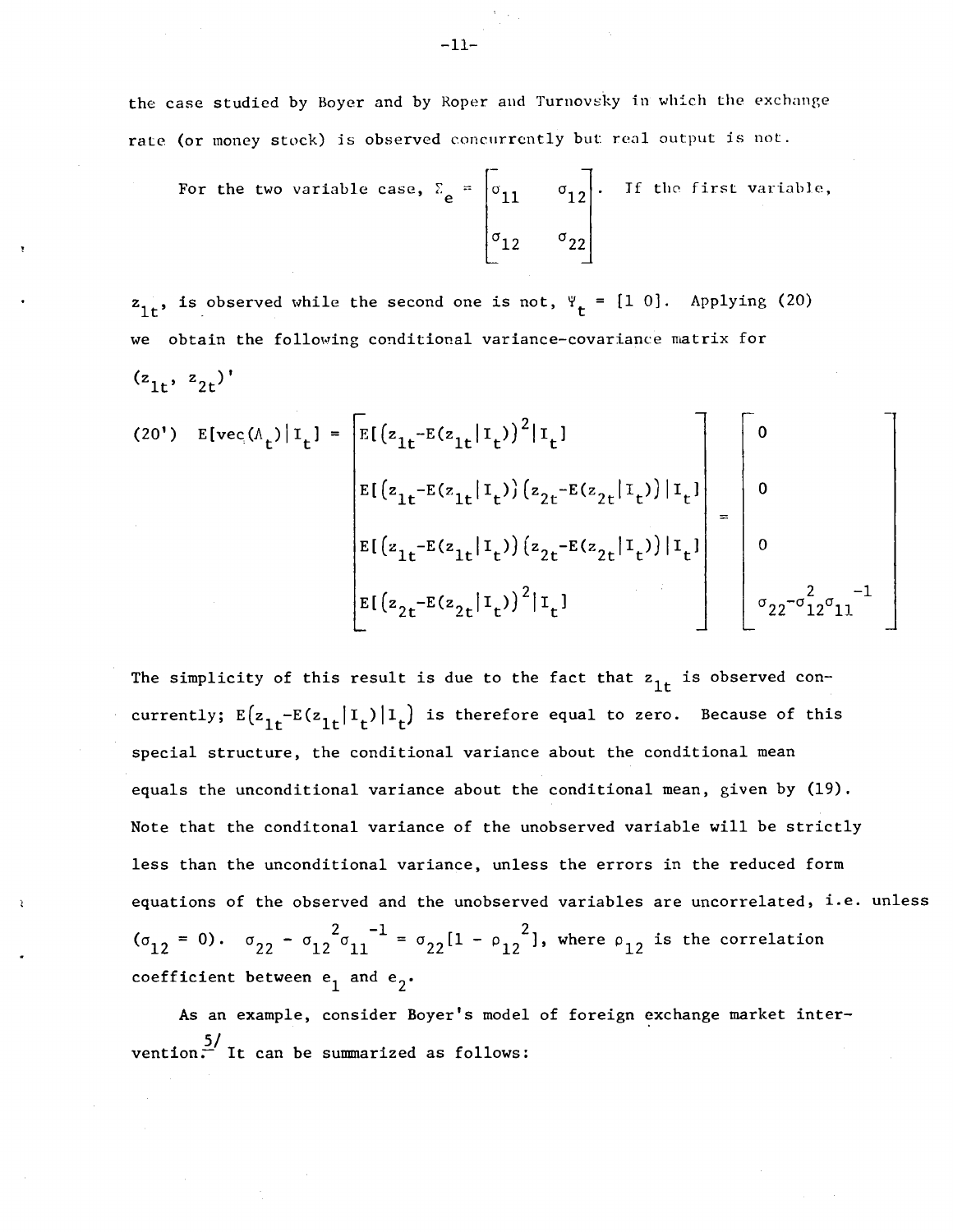the case studied by Boyer and by Roper and Turnovsky in which the exchange rate (or money stock) is observed concurrently but real output is not.

For the two variable case, $\Sigma_e = \begin{bmatrix} \sigma_{11} & \sigma_{12} \\ \sigma_{12} & \sigma_{22} \end{bmatrix}$. If the first variable, $z_{1t}$, is observed while the second one is not, $\Psi_t = [1\ 0]$. Applying (20) we obtain the following conditional variance-covariance matrix for $(z_{1t}, z_{2t})'$

$$
\text{(20')} \quad E[\text{vec}(\Lambda_t)|I_t] = \begin{bmatrix} E[(z_{1t}-E(z_{1t}|I_t))^2|I_t] \\ E[(z_{1t}-E(z_{1t}|I_t))(z_{2t}-E(z_{2t}|I_t))|I_t] \\ E[(z_{1t}-E(z_{1t}|I_t))(z_{2t}-E(z_{2t}|I_t))|I_t] \\ E[(z_{2t}-E(z_{2t}|I_t))^2|I_t] \end{bmatrix} = \begin{bmatrix} 0 \\ 0 \\ 0 \\ \sigma_{22}-\sigma_{12}^2\sigma_{11}^{-1} \end{bmatrix}
$$

The simplicity of this result is due to the fact that $z_{1t}$ is observed concurrently; $E(z_{1t}-E(z_{1t}|I_t)|I_t)$ is therefore equal to zero. Because of this special structure, the conditional variance about the conditional mean equals the unconditional variance about the conditional mean, given by (19). Note that the conditonal variance of the unobserved variable will be strictly less than the unconditional variance, unless the errors in the reduced form equations of the observed and the unobserved variables are uncorrelated, i.e. unless $(\sigma_{12} = 0)$. $\sigma_{22} - \sigma_{12}^2\sigma_{11}^{-1} = \sigma_{22}[1 - \rho_{12}^2]$, where $\rho_{12}$ is the correlation coefficient between $e_1$ and $e_2$.

As an example, consider Boyer's model of foreign exchange market intervention.[5/] It can be summarized as follows: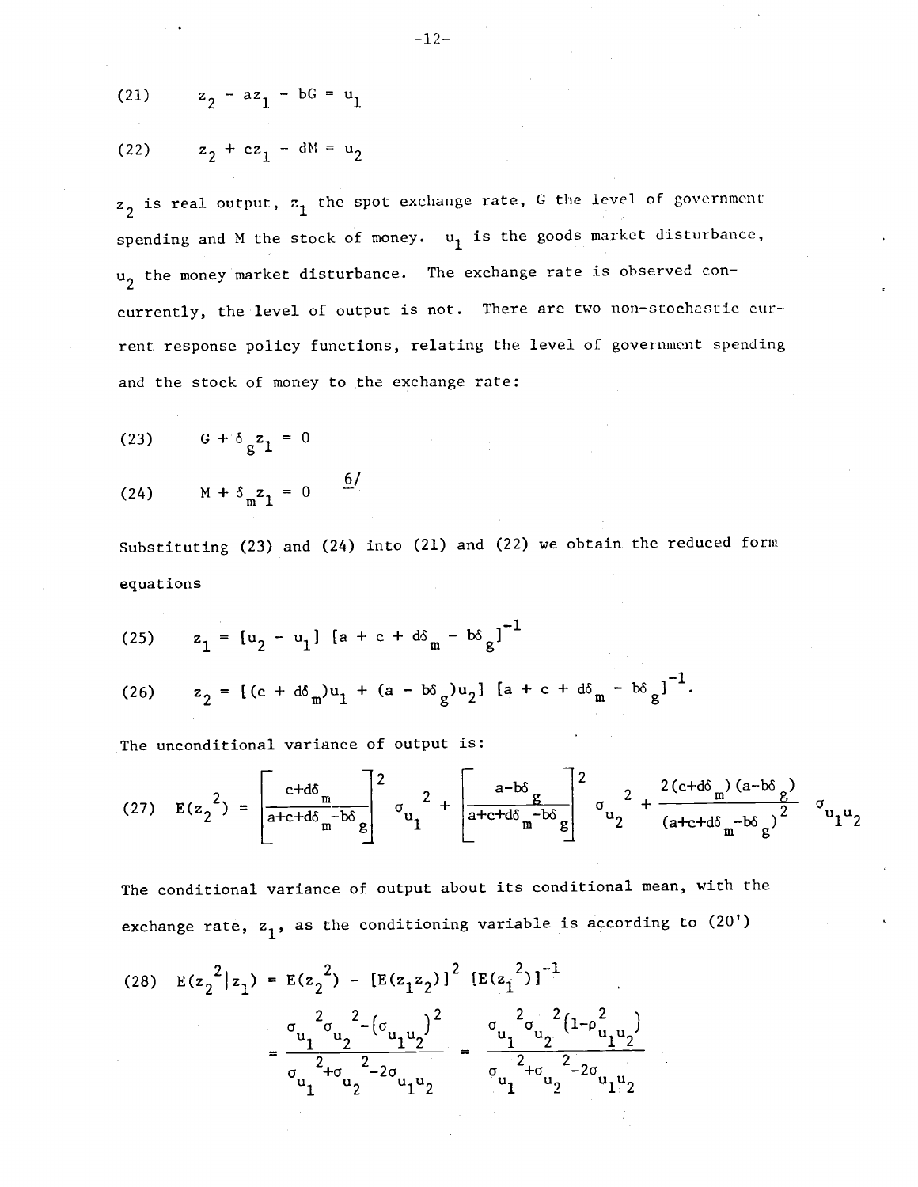$$z_2 - az_1 - bG = u_1 \tag{21}$$

$$z_2 + cz_1 - dM = u_2 \tag{22}$$

$z_2$ is real output, $z_1$ the spot exchange rate, $G$ the level of government spending and $M$ the stock of money. $u_1$ is the goods market disturbance, $u_2$ the money market disturbance. The exchange rate is observed concurrently, the level of output is not. There are two non-stochastic current response policy functions, relating the level of government spending and the stock of money to the exchange rate:

$$G + \delta_g z_1 = 0 \tag{23}$$

$$M + \delta_m z_1 = 0 \tag{24}$$

6/

Substituting (23) and (24) into (21) and (22) we obtain the reduced form equations

$$z_1 = [u_2 - u_1]\,[a + c + d\delta_m - b\delta_g]^{-1} \tag{25}$$

$$z_2 = [(c + d\delta_m)u_1 + (a - b\delta_g)u_2]\,[a + c + d\delta_m - b\delta_g]^{-1}. \tag{26}$$

The unconditional variance of output is:

$$E(z_2^{\,2}) = \left[\frac{c+d\delta_m}{a+c+d\delta_m-b\delta_g}\right]^2 \sigma_{u_1}^{\,2} + \left[\frac{a-b\delta_g}{a+c+d\delta_m-b\delta_g}\right]^2 \sigma_{u_2}^{\,2} + \frac{2(c+d\delta_m)(a-b\delta_g)}{(a+c+d\delta_m-b\delta_g)^2}\,\sigma_{u_1u_2} \tag{27}$$

The conditional variance of output about its conditional mean, with the exchange rate, $z_1$, as the conditioning variable is according to (20')

$$E(z_2^{\,2}|z_1) = E(z_2^{\,2}) - [E(z_1z_2)]^2\,[E(z_1^{\,2})]^{-1} \tag{28}$$

$$= \frac{\sigma_{u_1}^{\,2}\sigma_{u_2}^{\,2} - (\sigma_{u_1u_2})^2}{\sigma_{u_1}^{\,2} + \sigma_{u_2}^{\,2} - 2\sigma_{u_1u_2}} = \frac{\sigma_{u_1}^{\,2}\sigma_{u_2}^{\,2}(1-\rho_{u_1u_2}^{\,2})}{\sigma_{u_1}^{\,2} + \sigma_{u_2}^{\,2} - 2\sigma_{u_1u_2}}$$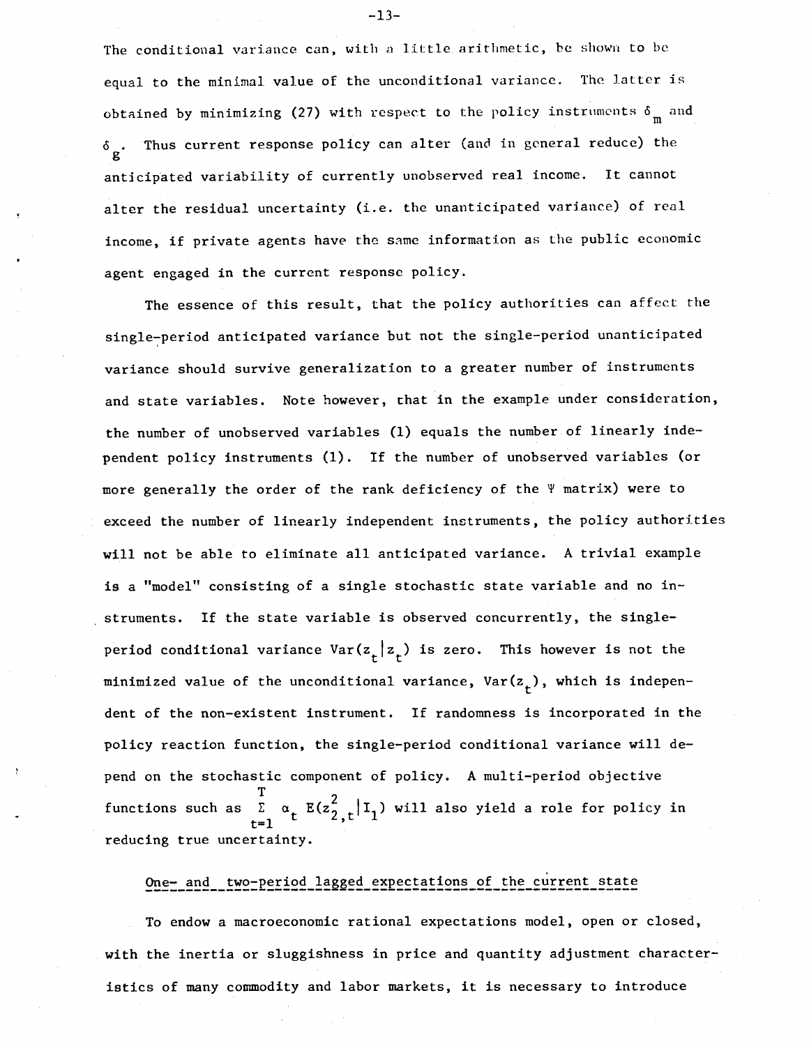The conditional variance can, with a little arithmetic, be shown to be equal to the minimal value of the unconditional variance. The latter is obtained by minimizing (27) with respect to the policy instruments $\delta_m$ and $\delta_g$. Thus current response policy can alter (and in general reduce) the anticipated variability of currently unobserved real income. It cannot alter the residual uncertainty (i.e. the unanticipated variance) of real income, if private agents have the same information as the public economic agent engaged in the current response policy.

The essence of this result, that the policy authorities can affect the single-period anticipated variance but not the single-period unanticipated variance should survive generalization to a greater number of instruments and state variables. Note however, that in the example under consideration, the number of unobserved variables (1) equals the number of linearly independent policy instruments (1). If the number of unobserved variables (or more generally the order of the rank deficiency of the $\Psi$ matrix) were to exceed the number of linearly independent instruments, the policy authorities will not be able to eliminate all anticipated variance. A trivial example is a "model" consisting of a single stochastic state variable and no instruments. If the state variable is observed concurrently, the single-period conditional variance $\mathrm{Var}(z_t | z_t)$ is zero. This however is not the minimized value of the unconditional variance, $\mathrm{Var}(z_t)$, which is independent of the non-existent instrument. If randomness is incorporated in the policy reaction function, the single-period conditional variance will depend on the stochastic component of policy. A multi-period objective functions such as $\sum_{t=1}^{T} \alpha_t E(z_{2,t}^2 | I_1)$ will also yield a role for policy in reducing true uncertainty.

## One- and two-period lagged expectations of the current state

To endow a macroeconomic rational expectations model, open or closed, with the inertia or sluggishness in price and quantity adjustment characteristics of many commodity and labor markets, it is necessary to introduce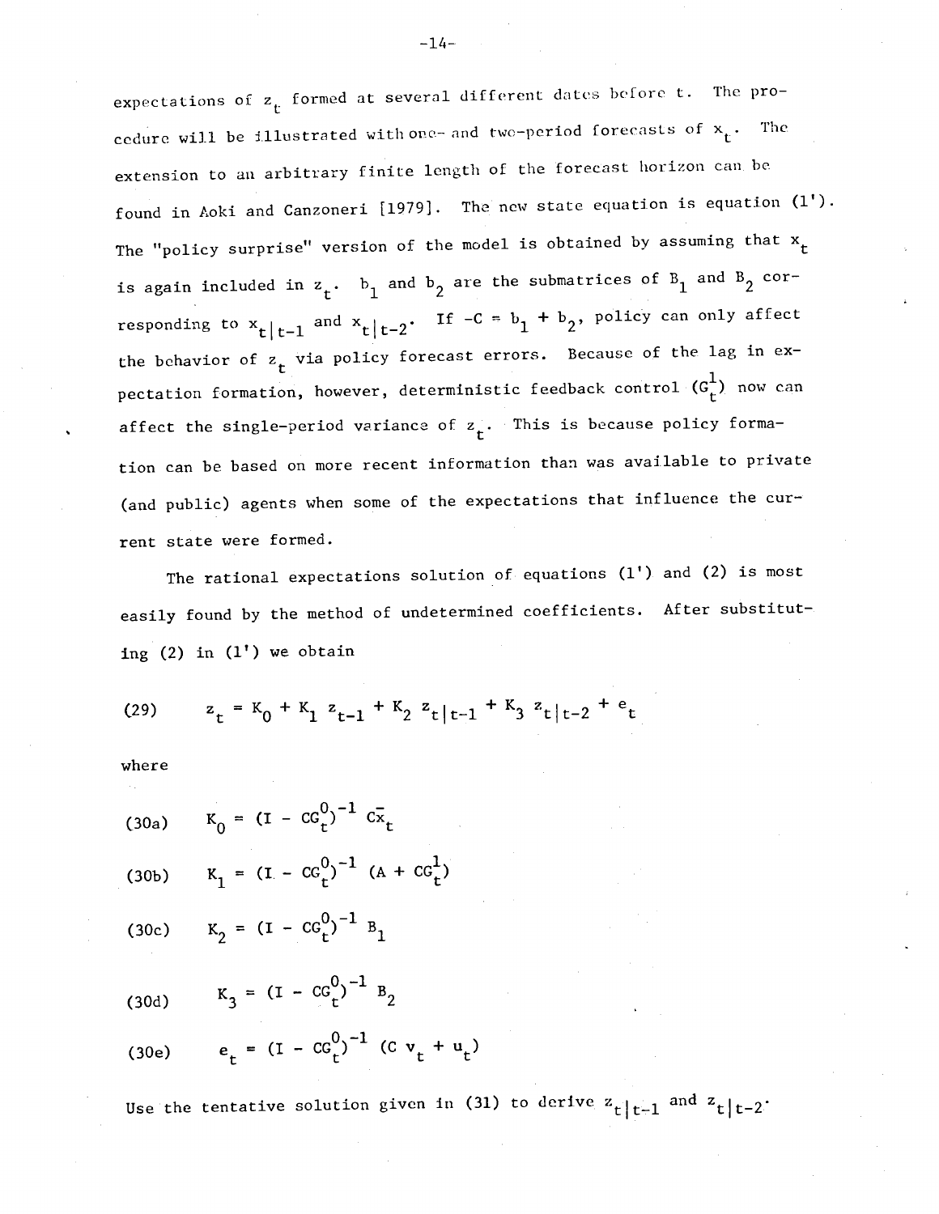expectations of $z_t$ formed at several different dates before t. The procedure will be illustrated with one- and two-period forecasts of $x_t$. The extension to an arbitrary finite length of the forecast horizon can be found in Aoki and Canzoneri [1979]. The new state equation is equation (1'). The "policy surprise" version of the model is obtained by assuming that $x_t$ is again included in $z_t$. $b_1$ and $b_2$ are the submatrices of $B_1$ and $B_2$ corresponding to $x_{t|t-1}$ and $x_{t|t-2}$. If $-C = b_1 + b_2$, policy can only affect the behavior of $z_t$ via policy forecast errors. Because of the lag in expectation formation, however, deterministic feedback control $(G_t^1)$ now can affect the single-period variance of $z_t$. This is because policy formation can be based on more recent information than was available to private (and public) agents when some of the expectations that influence the current state were formed.

The rational expectations solution of equations (1') and (2) is most easily found by the method of undetermined coefficients. After substituting (2) in (1') we obtain

$$z_t = K_0 + K_1 z_{t-1} + K_2 z_{t|t-1} + K_3 z_{t|t-2} + e_t \tag{29}$$

where

$$K_0 = (I - CG_t^0)^{-1} C\bar{x}_t \tag{30a}$$

$$K_1 = (I - CG_t^0)^{-1} (A + CG_t^1) \tag{30b}$$

$$K_2 = (I - CG_t^0)^{-1} B_1 \tag{30c}$$

$$K_3 = (I - CG_t^0)^{-1} B_2 \tag{30d}$$

$$e_t = (I - CG_t^0)^{-1} (C v_t + u_t) \tag{30e}$$

Use the tentative solution given in (31) to derive $z_{t|t-1}$ and $z_{t|t-2}$.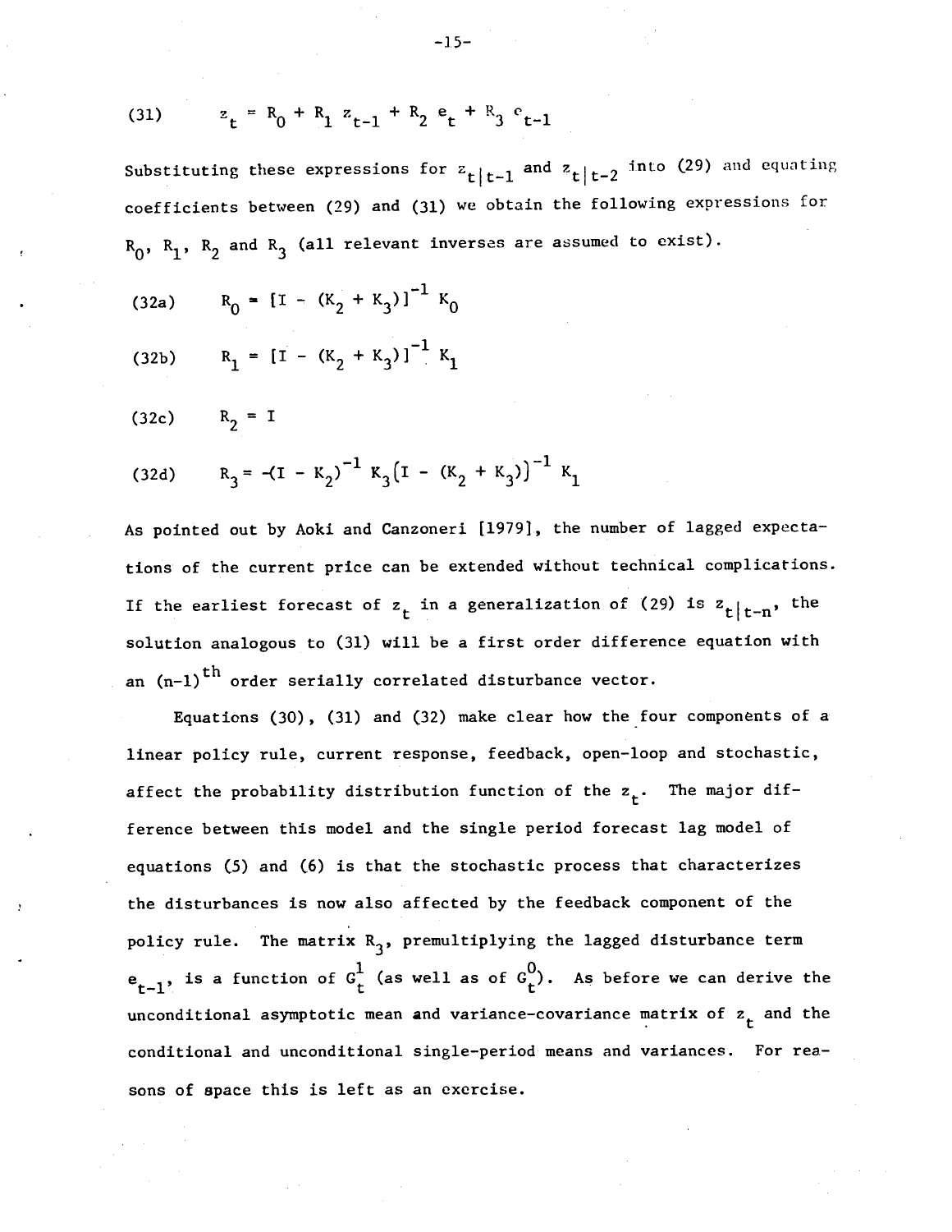(31) $$z_t = R_0 + R_1 z_{t-1} + R_2 e_t + R_3 e_{t-1}$$

Substituting these expressions for $z_{t|t-1}$ and $z_{t|t-2}$ into (29) and equating coefficients between (29) and (31) we obtain the following expressions for $R_0$, $R_1$, $R_2$ and $R_3$ (all relevant inverses are assumed to exist).

(32a) $$R_0 = [I - (K_2 + K_3)]^{-1} K_0$$

(32b) $$R_1 = [I - (K_2 + K_3)]^{-1} K_1$$

(32c) $$R_2 = I$$

(32d) $$R_3 = -(I - K_2)^{-1} K_3 (I - (K_2 + K_3))^{-1} K_1$$

As pointed out by Aoki and Canzoneri [1979], the number of lagged expectations of the current price can be extended without technical complications. If the earliest forecast of $z_t$ in a generalization of (29) is $z_{t|t-n}$, the solution analogous to (31) will be a first order difference equation with an $(n-1)^{th}$ order serially correlated disturbance vector.

Equations (30), (31) and (32) make clear how the four components of a linear policy rule, current response, feedback, open-loop and stochastic, affect the probability distribution function of the $z_t$. The major difference between this model and the single period forecast lag model of equations (5) and (6) is that the stochastic process that characterizes the disturbances is now also affected by the feedback component of the policy rule. The matrix $R_3$, premultiplying the lagged disturbance term $e_{t-1}$, is a function of $G_t^1$ (as well as of $G_t^0$). As before we can derive the unconditional asymptotic mean and variance-covariance matrix of $z_t$ and the conditional and unconditional single-period means and variances. For reasons of space this is left as an exercise.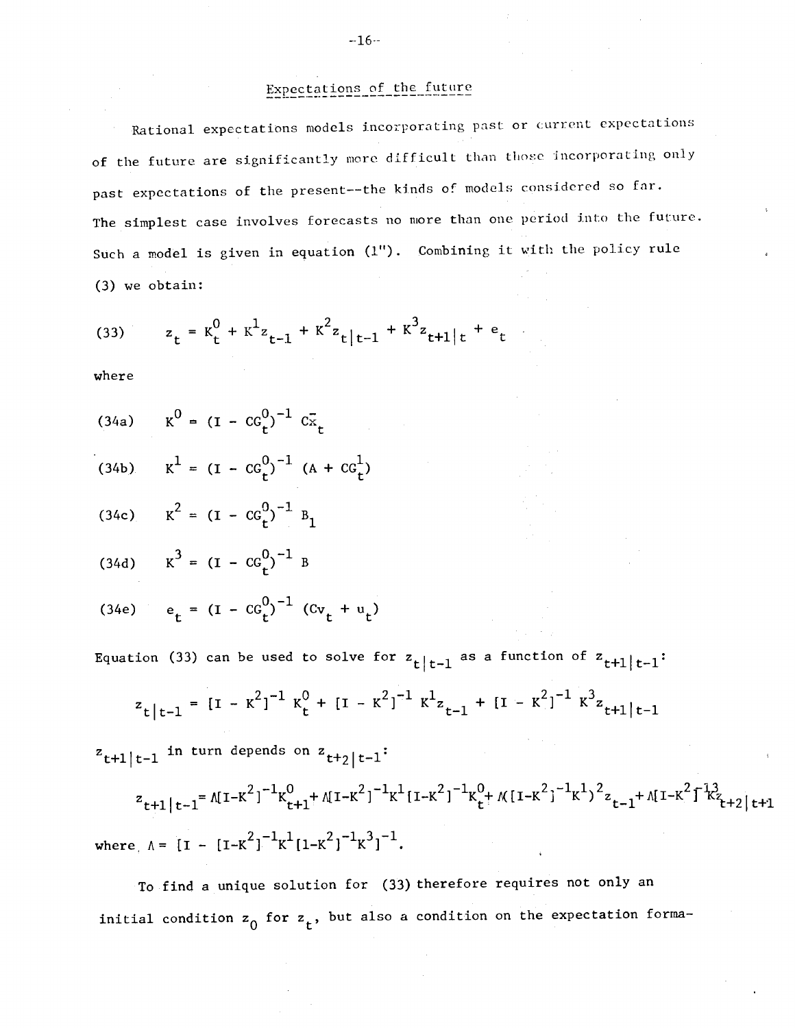## Expectations of the future

Rational expectations models incorporating past or current expectations of the future are significantly more difficult than those incorporating only past expectations of the present--the kinds of models considered so far. The simplest case involves forecasts no more than one period into the future. Such a model is given in equation (1"). Combining it with the policy rule (3) we obtain:

$$z_t = K_t^0 + K^1 z_{t-1} + K^2 z_{t|t-1} + K^3 z_{t+1|t} + e_t \tag{33}$$

where

$$K^0 = (I - CG_t^0)^{-1} C\bar{x}_t \tag{34a}$$

$$K^1 = (I - CG_t^0)^{-1} (A + CG_t^1) \tag{34b}$$

$$K^2 = (I - CG_t^0)^{-1} B_1 \tag{34c}$$

$$K^3 = (I - CG_t^0)^{-1} B \tag{34d}$$

$$e_t = (I - CG_t^0)^{-1} (Cv_t + u_t) \tag{34e}$$

Equation (33) can be used to solve for $z_{t|t-1}$ as a function of $z_{t+1|t-1}$:

$$z_{t|t-1} = [I - K^2]^{-1} K_t^0 + [I - K^2]^{-1} K^1 z_{t-1} + [I - K^2]^{-1} K^3 z_{t+1|t-1}$$

$z_{t+1|t-1}$ in turn depends on $z_{t+2|t-1}$:

$$z_{t+1|t-1} = \Lambda[I-K^2]^{-1}K_{t+1}^0 + \Lambda[I-K^2]^{-1}K^1[I-K^2]^{-1}K_t^0 + \Lambda([I-K^2]^{-1}K^1)^2 z_{t-1} + \Lambda[I-K^2]^{-1}K^3 z_{t+2|t+1}$$

where $\Lambda = [I - [I-K^2]^{-1}K^1[1-K^2]^{-1}K^3]^{-1}$.

To find a unique solution for (33) therefore requires not only an initial condition $z_0$ for $z_t$, but also a condition on the expectation forma-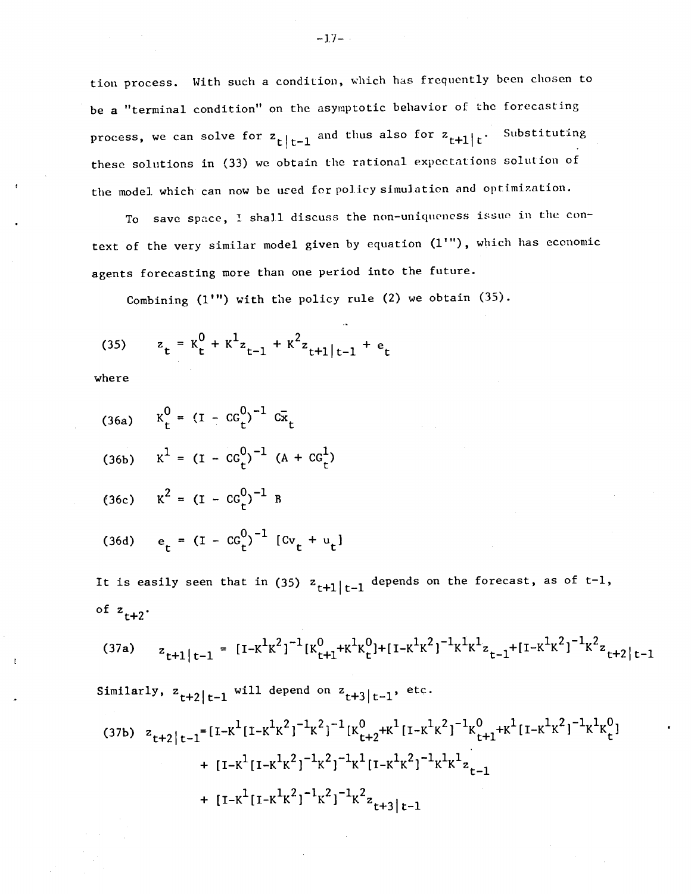tion process. With such a condition, which has frequently been chosen to be a "terminal condition" on the asymptotic behavior of the forecasting process, we can solve for $z_{t|t-1}$ and thus also for $z_{t+1|t}$. Substituting these solutions in (33) we obtain the rational expectations solution of the model which can now be used for policy simulation and optimization.

To save space, I shall discuss the non-uniqueness issue in the context of the very similar model given by equation (1'''), which has economic agents forecasting more than one period into the future.

Combining (1''') with the policy rule (2) we obtain (35).

$$(35) \qquad z_t = K_t^0 + K^1 z_{t-1} + K^2 z_{t+1|t-1} + e_t$$

where

$$(36a) \qquad K_t^0 = (I - CG_t^0)^{-1} C\bar{x}_t$$

$$(36b) \qquad K^1 = (I - CG_t^0)^{-1} (A + CG_t^1)$$

$$(36c) \qquad K^2 = (I - CG_t^0)^{-1} B$$

$$(36d) \qquad e_t = (I - CG_t^0)^{-1} [Cv_t + u_t]$$

It is easily seen that in (35) $z_{t+1|t-1}$ depends on the forecast, as of t-1, of $z_{t+2}$.

$$(37a) \qquad z_{t+1|t-1} = [I-K^1K^2]^{-1}[K_{t+1}^0+K^1K_t^0]+[I-K^1K^2]^{-1}K^1K^1z_{t-1}+[I-K^1K^2]^{-1}K^2z_{t+2|t-1}$$

Similarly, $z_{t+2|t-1}$ will depend on $z_{t+3|t-1}$, etc.

$$(37b) \qquad z_{t+2|t-1}=[I-K^1[I-K^1K^2]^{-1}K^2]^{-1}[K_{t+2}^0+K^1[I-K^1K^2]^{-1}K_{t+1}^0+K^1[I-K^1K^2]^{-1}K^1K_t^0]$$
$$+ [I-K^1[I-K^1K^2]^{-1}K^2]^{-1}K^1[I-K^1K^2]^{-1}K^1K^1z_{t-1}$$
$$+ [I-K^1[I-K^1K^2]^{-1}K^2]^{-1}K^2z_{t+3|t-1}$$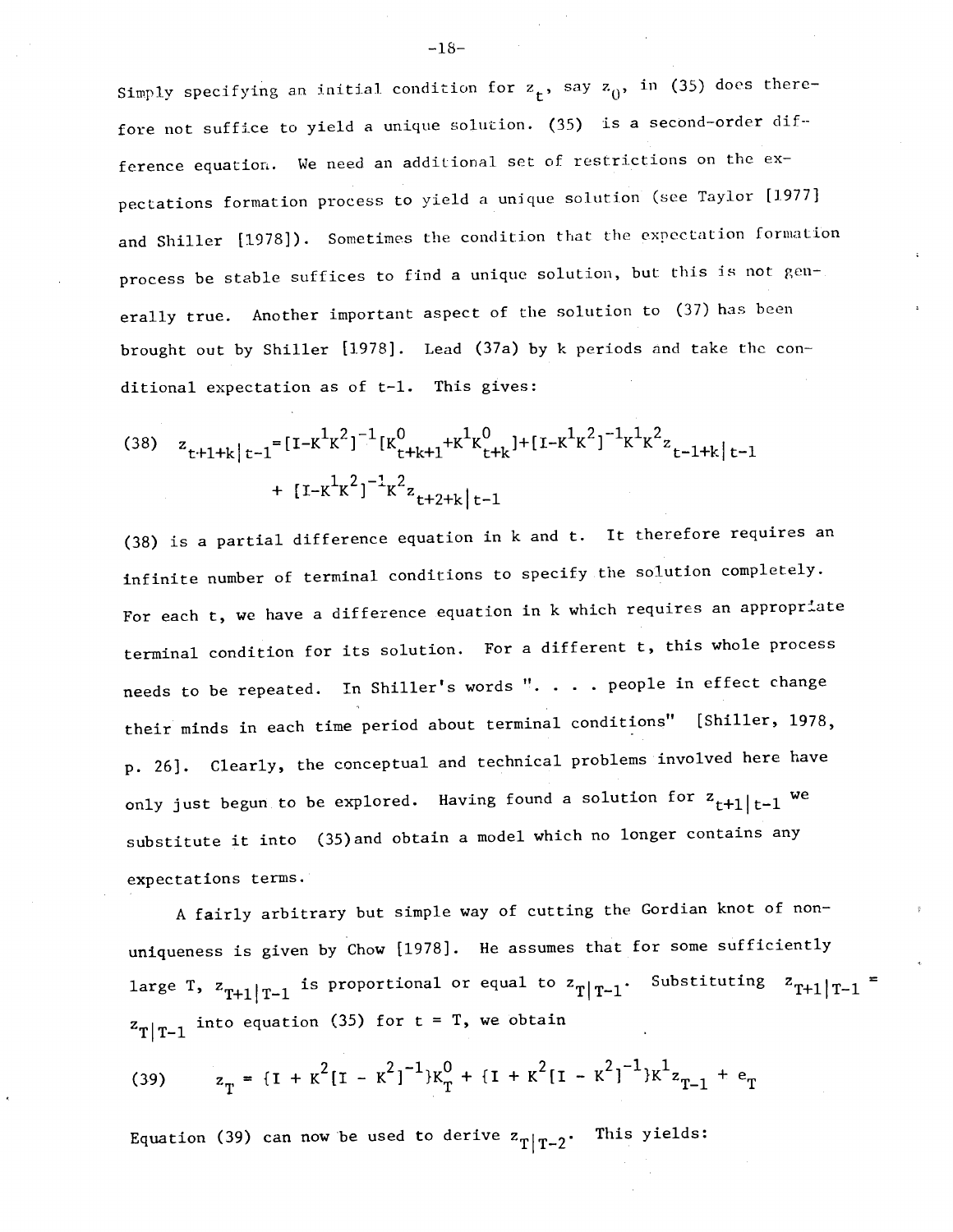Simply specifying an initial condition for $z_t$, say $z_0$, in (35) does therefore not suffice to yield a unique solution. (35) is a second-order difference equation. We need an additional set of restrictions on the expectations formation process to yield a unique solution (see Taylor [1977] and Shiller [1978]). Sometimes the condition that the expectation formation process be stable suffices to find a unique solution, but this is not generally true. Another important aspect of the solution to (37) has been brought out by Shiller [1978]. Lead (37a) by k periods and take the conditional expectation as of t-1. This gives:

$$
\begin{aligned}
(38) \quad z_{t+1+k|t-1} = {} & [I-K^1K^2]^{-1}[K^0_{t+k+1}+K^1K^0_{t+k}]+[I-K^1K^2]^{-1}K^1K^2z_{t-1+k|t-1} \\
& + [I-K^1K^2]^{-1}K^2z_{t+2+k|t-1}
\end{aligned}
$$

(38) is a partial difference equation in k and t. It therefore requires an infinite number of terminal conditions to specify the solution completely. For each t, we have a difference equation in k which requires an appropriate terminal condition for its solution. For a different t, this whole process needs to be repeated. In Shiller's words ". . . . people in effect change their minds in each time period about terminal conditions" [Shiller, 1978, p. 26]. Clearly, the conceptual and technical problems involved here have only just begun to be explored. Having found a solution for $z_{t+1|t-1}$ we substitute it into (35) and obtain a model which no longer contains any expectations terms.

A fairly arbitrary but simple way of cutting the Gordian knot of non-uniqueness is given by Chow [1978]. He assumes that for some sufficiently large T, $z_{T+1|T-1}$ is proportional or equal to $z_{T|T-1}$. Substituting $z_{T+1|T-1} = z_{T|T-1}$ into equation (35) for t = T, we obtain

$$
(39) \qquad z_T = \{I + K^2[I - K^2]^{-1}\}K^0_T + \{I + K^2[I - K^2]^{-1}\}K^1z_{T-1} + e_T
$$

Equation (39) can now be used to derive $z_{T|T-2}$. This yields: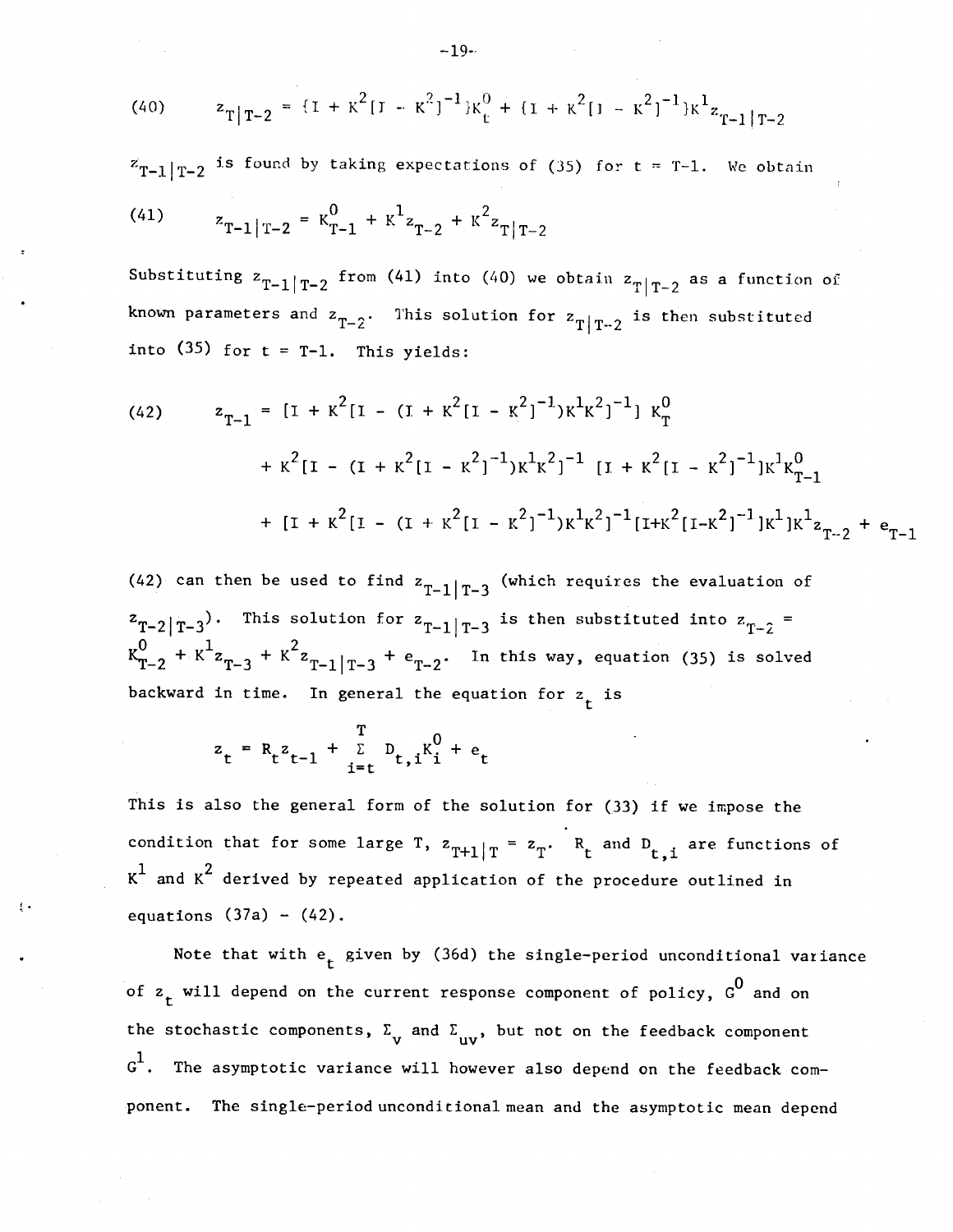$$(40) \qquad z_{T|T-2} = \{I + K^2[I - K^2]^{-1}\}K_t^0 + \{I + K^2[I - K^2]^{-1}\}K^1 z_{T-1|T-2}$$

$z_{T-1|T-2}$ is found by taking expectations of (35) for $t = T-1$. We obtain

$$(41) \qquad z_{T-1|T-2} = K_{T-1}^0 + K^1 z_{T-2} + K^2 z_{T|T-2}$$

Substituting $z_{T-1|T-2}$ from (41) into (40) we obtain $z_{T|T-2}$ as a function of known parameters and $z_{T-2}$. This solution for $z_{T|T-2}$ is then substituted into (35) for $t = T-1$. This yields:

$$(42) \qquad z_{T-1} = [I + K^2[I - (I + K^2[I - K^2]^{-1})K^1K^2]^{-1}]\, K_T^0$$

$$+ K^2[I - (I + K^2[I - K^2]^{-1})K^1K^2]^{-1}\, [I + K^2[I - K^2]^{-1}]K^1K_{T-1}^0$$

$$+ [I + K^2[I - (I + K^2[I - K^2]^{-1})K^1K^2]^{-1}[I+K^2[I-K^2]^{-1}]K^1]K^1 z_{T-2} + e_{T-1}$$

(42) can then be used to find $z_{T-1|T-3}$ (which requires the evaluation of $z_{T-2|T-3}$). This solution for $z_{T-1|T-3}$ is then substituted into $z_{T-2} = K_{T-2}^0 + K^1 z_{T-3} + K^2 z_{T-1|T-3} + e_{T-2}$. In this way, equation (35) is solved backward in time. In general the equation for $z_t$ is

$$z_t = R_t z_{t-1} + \sum_{i=t}^{T} D_{t,i} K_i^0 + e_t$$

This is also the general form of the solution for (33) if we impose the condition that for some large T, $z_{T+1|T} = z_T$. $R_t$ and $D_{t,i}$ are functions of $K^1$ and $K^2$ derived by repeated application of the procedure outlined in equations (37a) - (42).

Note that with $e_t$ given by (36d) the single-period unconditional variance of $z_t$ will depend on the current response component of policy, $G^0$ and on the stochastic components, $\Sigma_v$ and $\Sigma_{uv}$, but not on the feedback component $G^1$. The asymptotic variance will however also depend on the feedback component. The single-period unconditional mean and the asymptotic mean depend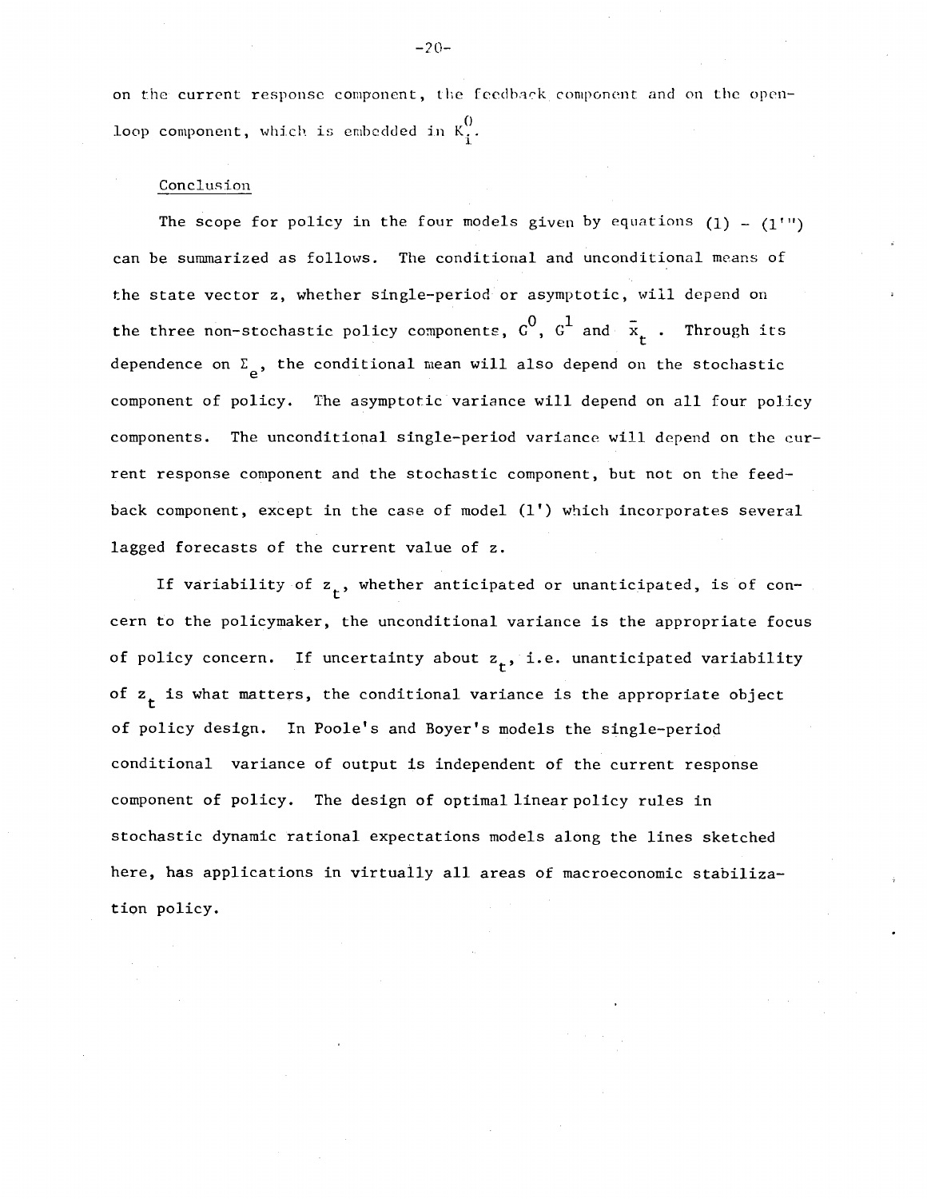on the current response component, the feedback component and on the open-loop component, which is embedded in $K_i^0$.

## Conclusion

The scope for policy in the four models given by equations (1) – (1''') can be summarized as follows. The conditional and unconditional means of the state vector z, whether single-period or asymptotic, will depend on the three non-stochastic policy components, $G^0$, $G^1$ and $\bar{x}_t$. Through its dependence on $\Sigma_e$, the conditional mean will also depend on the stochastic component of policy. The asymptotic variance will depend on all four policy components. The unconditional single-period variance will depend on the current response component and the stochastic component, but not on the feedback component, except in the case of model (1') which incorporates several lagged forecasts of the current value of z.

If variability of $z_t$, whether anticipated or unanticipated, is of concern to the policymaker, the unconditional variance is the appropriate focus of policy concern. If uncertainty about $z_t$, i.e. unanticipated variability of $z_t$ is what matters, the conditional variance is the appropriate object of policy design. In Poole's and Boyer's models the single-period conditional variance of output is independent of the current response component of policy. The design of optimal linear policy rules in stochastic dynamic rational expectations models along the lines sketched here, has applications in virtually all areas of macroeconomic stabilization policy.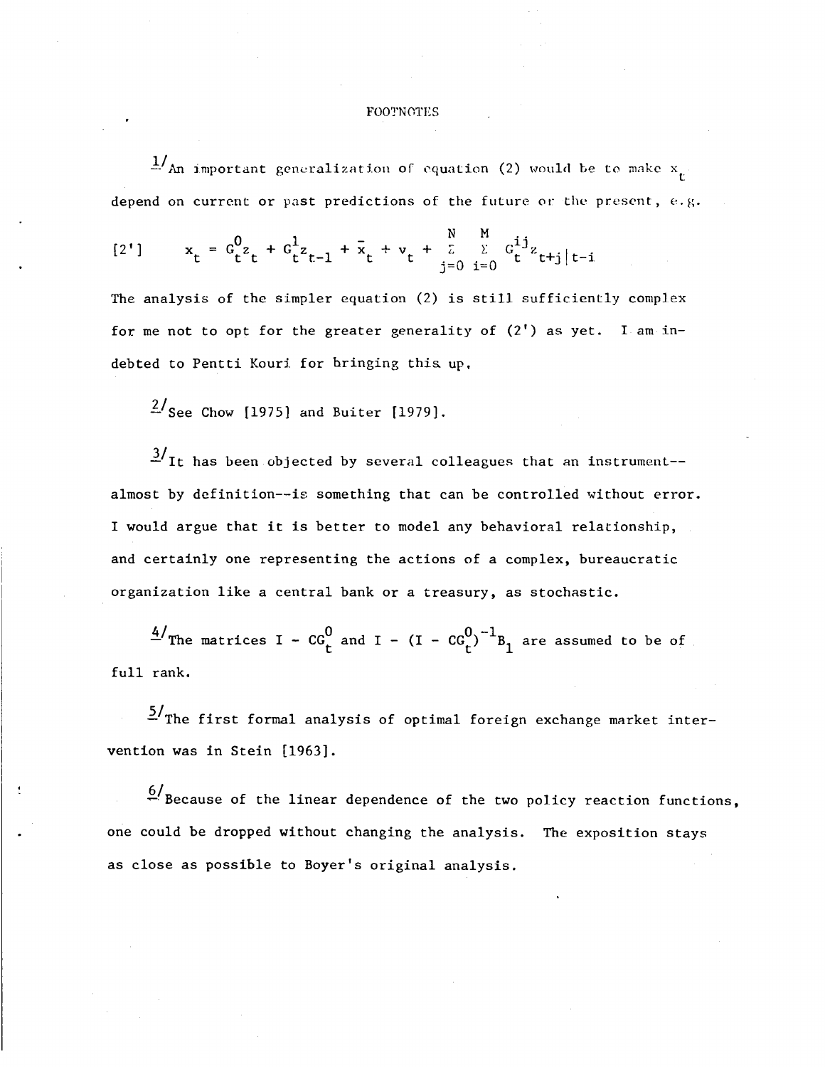# FOOTNOTES

1/ An important generalization of equation (2) would be to make $x_t$ depend on current or past predictions of the future or the present, e.g.

$$[2'] \qquad x_t = G_t^0 z_t + G_t^1 z_{t-1} + \bar{x}_t + v_t + \sum_{j=0}^{N} \sum_{i=0}^{M} G_t^{ij} z_{t+j|t-i}$$

The analysis of the simpler equation (2) is still sufficiently complex for me not to opt for the greater generality of (2') as yet. I am indebted to Pentti Kouri for bringing this up.

2/ See Chow [1975] and Buiter [1979].

3/ It has been objected by several colleagues that an instrument--almost by definition--is something that can be controlled without error. I would argue that it is better to model any behavioral relationship, and certainly one representing the actions of a complex, bureaucratic organization like a central bank or a treasury, as stochastic.

4/ The matrices $I - CG_t^0$ and $I - (I - CG_t^0)^{-1} B_1$ are assumed to be of full rank.

5/ The first formal analysis of optimal foreign exchange market intervention was in Stein [1963].

6/ Because of the linear dependence of the two policy reaction functions, one could be dropped without changing the analysis. The exposition stays as close as possible to Boyer's original analysis.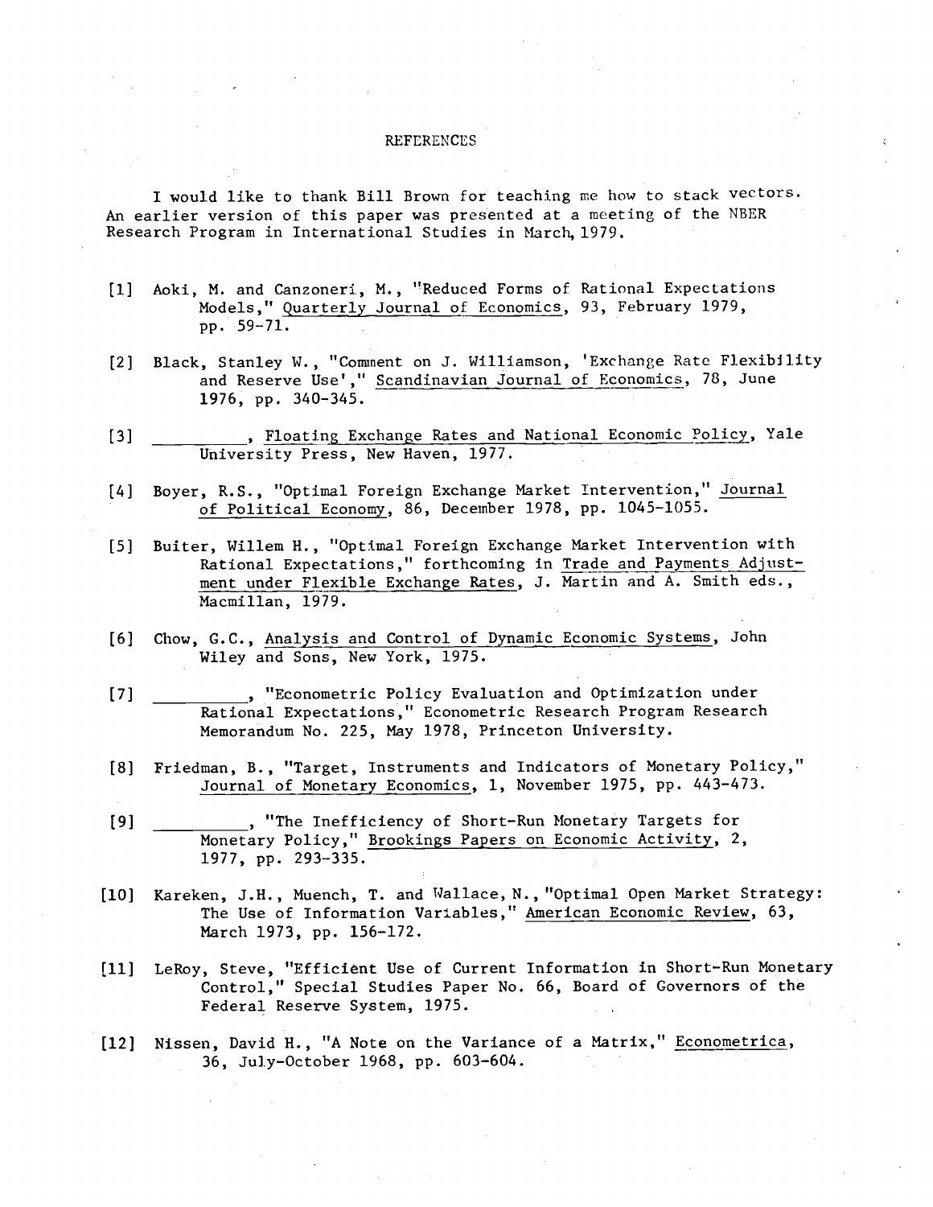## REFERENCES

I would like to thank Bill Brown for teaching me how to stack vectors. An earlier version of this paper was presented at a meeting of the NBER Research Program in International Studies in March, 1979.

[1] Aoki, M. and Canzoneri, M., "Reduced Forms of Rational Expectations Models," Quarterly Journal of Economics, 93, February 1979, pp. 59-71.

[2] Black, Stanley W., "Comment on J. Williamson, 'Exchange Rate Flexibility and Reserve Use'," Scandinavian Journal of Economics, 78, June 1976, pp. 340-345.

[3] __________, Floating Exchange Rates and National Economic Policy, Yale University Press, New Haven, 1977.

[4] Boyer, R.S., "Optimal Foreign Exchange Market Intervention," Journal of Political Economy, 86, December 1978, pp. 1045-1055.

[5] Buiter, Willem H., "Optimal Foreign Exchange Market Intervention with Rational Expectations," forthcoming in Trade and Payments Adjustment under Flexible Exchange Rates, J. Martin and A. Smith eds., Macmillan, 1979.

[6] Chow, G.C., Analysis and Control of Dynamic Economic Systems, John Wiley and Sons, New York, 1975.

[7] __________, "Econometric Policy Evaluation and Optimization under Rational Expectations," Econometric Research Program Research Memorandum No. 225, May 1978, Princeton University.

[8] Friedman, B., "Target, Instruments and Indicators of Monetary Policy," Journal of Monetary Economics, 1, November 1975, pp. 443-473.

[9] __________, "The Inefficiency of Short-Run Monetary Targets for Monetary Policy," Brookings Papers on Economic Activity, 2, 1977, pp. 293-335.

[10] Kareken, J.H., Muench, T. and Wallace, N., "Optimal Open Market Strategy: The Use of Information Variables," American Economic Review, 63, March 1973, pp. 156-172.

[11] LeRoy, Steve, "Efficient Use of Current Information in Short-Run Monetary Control," Special Studies Paper No. 66, Board of Governors of the Federal Reserve System, 1975.

[12] Nissen, David H., "A Note on the Variance of a Matrix," Econometrica, 36, July-October 1968, pp. 603-604.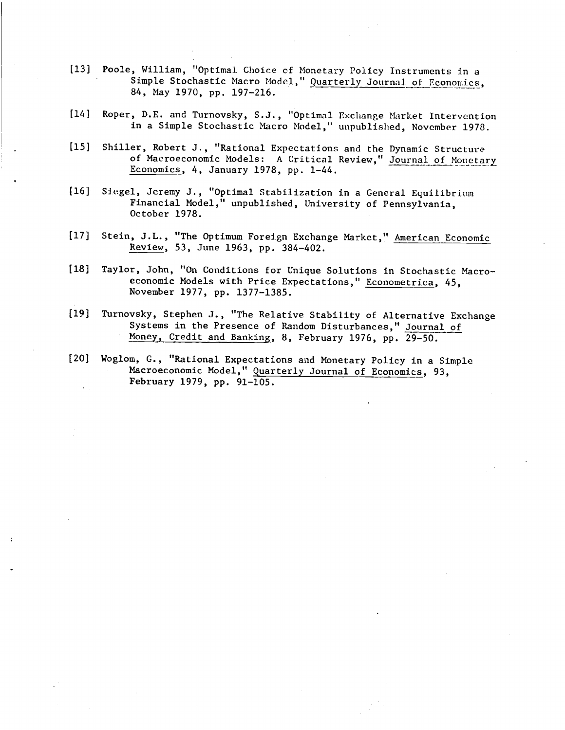[13] Poole, William, "Optimal Choice of Monetary Policy Instruments in a Simple Stochastic Macro Model," Quarterly Journal of Economics, 84, May 1970, pp. 197-216.

[14] Roper, D.E. and Turnovsky, S.J., "Optimal Exchange Market Intervention in a Simple Stochastic Macro Model," unpublished, November 1978.

[15] Shiller, Robert J., "Rational Expectations and the Dynamic Structure of Macroeconomic Models: A Critical Review," Journal of Monetary Economics, 4, January 1978, pp. 1-44.

[16] Siegel, Jeremy J., "Optimal Stabilization in a General Equilibrium Financial Model," unpublished, University of Pennsylvania, October 1978.

[17] Stein, J.L., "The Optimum Foreign Exchange Market," American Economic Review, 53, June 1963, pp. 384-402.

[18] Taylor, John, "On Conditions for Unique Solutions in Stochastic Macroeconomic Models with Price Expectations," Econometrica, 45, November 1977, pp. 1377-1385.

[19] Turnovsky, Stephen J., "The Relative Stability of Alternative Exchange Systems in the Presence of Random Disturbances," Journal of Money, Credit and Banking, 8, February 1976, pp. 29-50.

[20] Woglom, G., "Rational Expectations and Monetary Policy in a Simple Macroeconomic Model," Quarterly Journal of Economics, 93, February 1979, pp. 91-105.